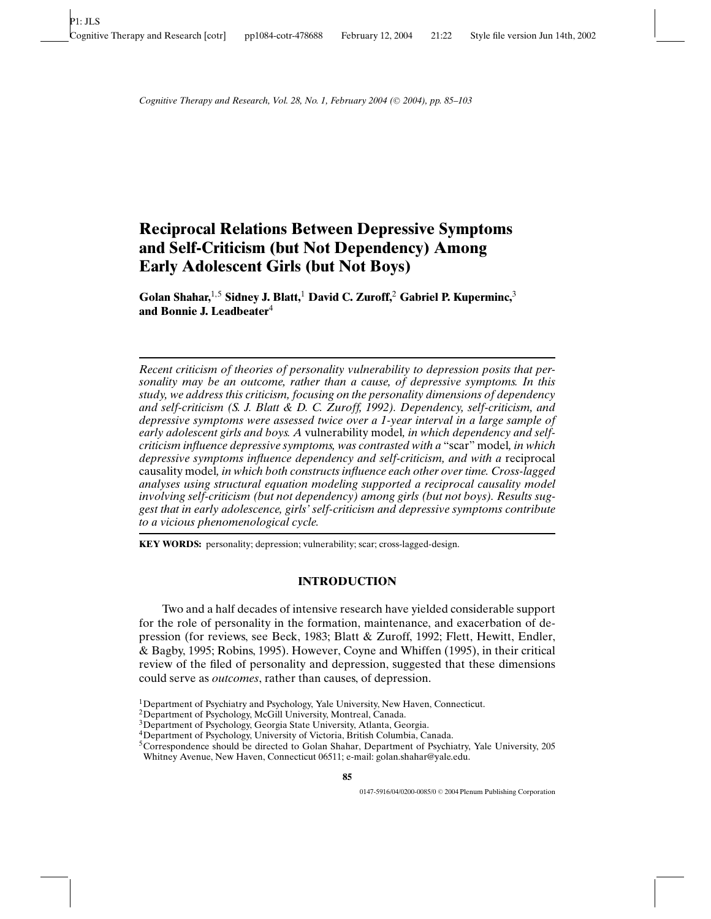# Reciprocal Relations Between Depressive Symptoms and Self-Criticism (but Not Dependency) Among Early Adolescent Girls (but Not Boys)

**Golan Shahar,[1,5] Sidney J. Blatt,[1] David C. Zuroff,[2] Gabriel P. Kuperminc,[3] and Bonnie J. Leadbeater[4]**

*Recent criticism of theories of personality vulnerability to depression posits that personality may be an outcome, rather than a cause, of depressive symptoms. In this study, we address this criticism, focusing on the personality dimensions of dependency and self-criticism (S. J. Blatt & D. C. Zuroff, 1992). Dependency, self-criticism, and depressive symptoms were assessed twice over a 1-year interval in a large sample of early adolescent girls and boys. A* vulnerability model*, in which dependency and self-criticism influence depressive symptoms, was contrasted with a* "scar" model*, in which depressive symptoms influence dependency and self-criticism, and with a* reciprocal causality model*, in which both constructs influence each other over time. Cross-lagged analyses using structural equation modeling supported a reciprocal causality model involving self-criticism (but not dependency) among girls (but not boys). Results suggest that in early adolescence, girls' self-criticism and depressive symptoms contribute to a vicious phenomenological cycle.*

**KEY WORDS:** personality; depression; vulnerability; scar; cross-lagged-design.

## INTRODUCTION

Two and a half decades of intensive research have yielded considerable support for the role of personality in the formation, maintenance, and exacerbation of depression (for reviews, see Beck, 1983; Blatt & Zuroff, 1992; Flett, Hewitt, Endler, & Bagby, 1995; Robins, 1995). However, Coyne and Whiffen (1995), in their critical review of the filed of personality and depression, suggested that these dimensions could serve as *outcomes*, rather than causes, of depression.

[1]Department of Psychiatry and Psychology, Yale University, New Haven, Connecticut.
[2]Department of Psychology, McGill University, Montreal, Canada.
[3]Department of Psychology, Georgia State University, Atlanta, Georgia.
[4]Department of Psychology, University of Victoria, British Columbia, Canada.
[5]Correspondence should be directed to Golan Shahar, Department of Psychiatry, Yale University, 205 Whitney Avenue, New Haven, Connecticut 06511; e-mail: golan.shahar@yale.edu.

0147-5916/04/0200-0085/0 © 2004 Plenum Publishing Corporation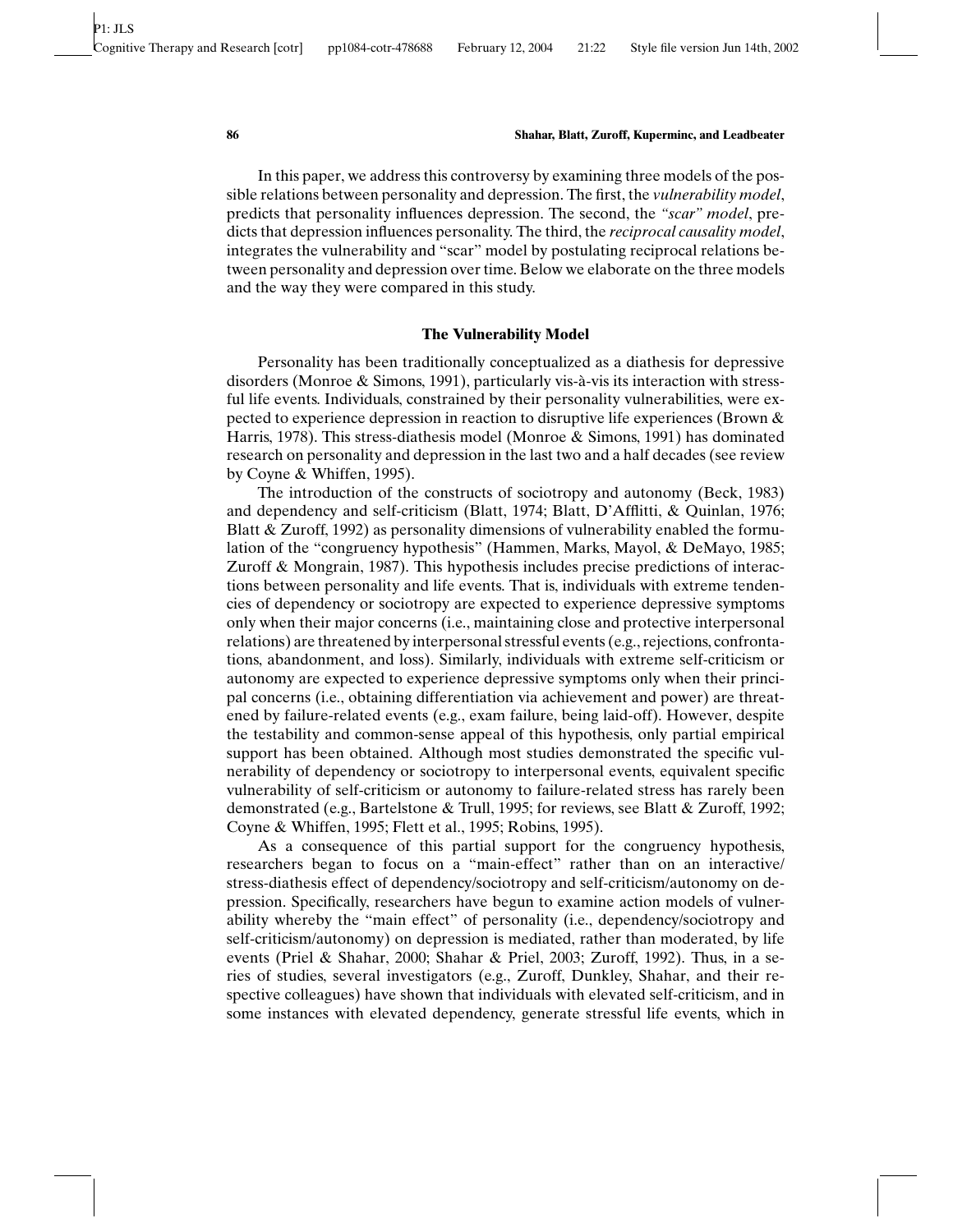In this paper, we address this controversy by examining three models of the possible relations between personality and depression. The first, the *vulnerability model*, predicts that personality influences depression. The second, the *"scar" model*, predicts that depression influences personality. The third, the *reciprocal causality model*, integrates the vulnerability and "scar" model by postulating reciprocal relations between personality and depression over time. Below we elaborate on the three models and the way they were compared in this study.

## The Vulnerability Model

Personality has been traditionally conceptualized as a diathesis for depressive disorders (Monroe & Simons, 1991), particularly vis-à-vis its interaction with stressful life events. Individuals, constrained by their personality vulnerabilities, were expected to experience depression in reaction to disruptive life experiences (Brown & Harris, 1978). This stress-diathesis model (Monroe & Simons, 1991) has dominated research on personality and depression in the last two and a half decades (see review by Coyne & Whiffen, 1995).

The introduction of the constructs of sociotropy and autonomy (Beck, 1983) and dependency and self-criticism (Blatt, 1974; Blatt, D'Afflitti, & Quinlan, 1976; Blatt & Zuroff, 1992) as personality dimensions of vulnerability enabled the formulation of the "congruency hypothesis" (Hammen, Marks, Mayol, & DeMayo, 1985; Zuroff & Mongrain, 1987). This hypothesis includes precise predictions of interactions between personality and life events. That is, individuals with extreme tendencies of dependency or sociotropy are expected to experience depressive symptoms only when their major concerns (i.e., maintaining close and protective interpersonal relations) are threatened by interpersonal stressful events (e.g., rejections, confrontations, abandonment, and loss). Similarly, individuals with extreme self-criticism or autonomy are expected to experience depressive symptoms only when their principal concerns (i.e., obtaining differentiation via achievement and power) are threatened by failure-related events (e.g., exam failure, being laid-off). However, despite the testability and common-sense appeal of this hypothesis, only partial empirical support has been obtained. Although most studies demonstrated the specific vulnerability of dependency or sociotropy to interpersonal events, equivalent specific vulnerability of self-criticism or autonomy to failure-related stress has rarely been demonstrated (e.g., Bartelstone & Trull, 1995; for reviews, see Blatt & Zuroff, 1992; Coyne & Whiffen, 1995; Flett et al., 1995; Robins, 1995).

As a consequence of this partial support for the congruency hypothesis, researchers began to focus on a "main-effect" rather than on an interactive/stress-diathesis effect of dependency/sociotropy and self-criticism/autonomy on depression. Specifically, researchers have begun to examine action models of vulnerability whereby the "main effect" of personality (i.e., dependency/sociotropy and self-criticism/autonomy) on depression is mediated, rather than moderated, by life events (Priel & Shahar, 2000; Shahar & Priel, 2003; Zuroff, 1992). Thus, in a series of studies, several investigators (e.g., Zuroff, Dunkley, Shahar, and their respective colleagues) have shown that individuals with elevated self-criticism, and in some instances with elevated dependency, generate stressful life events, which in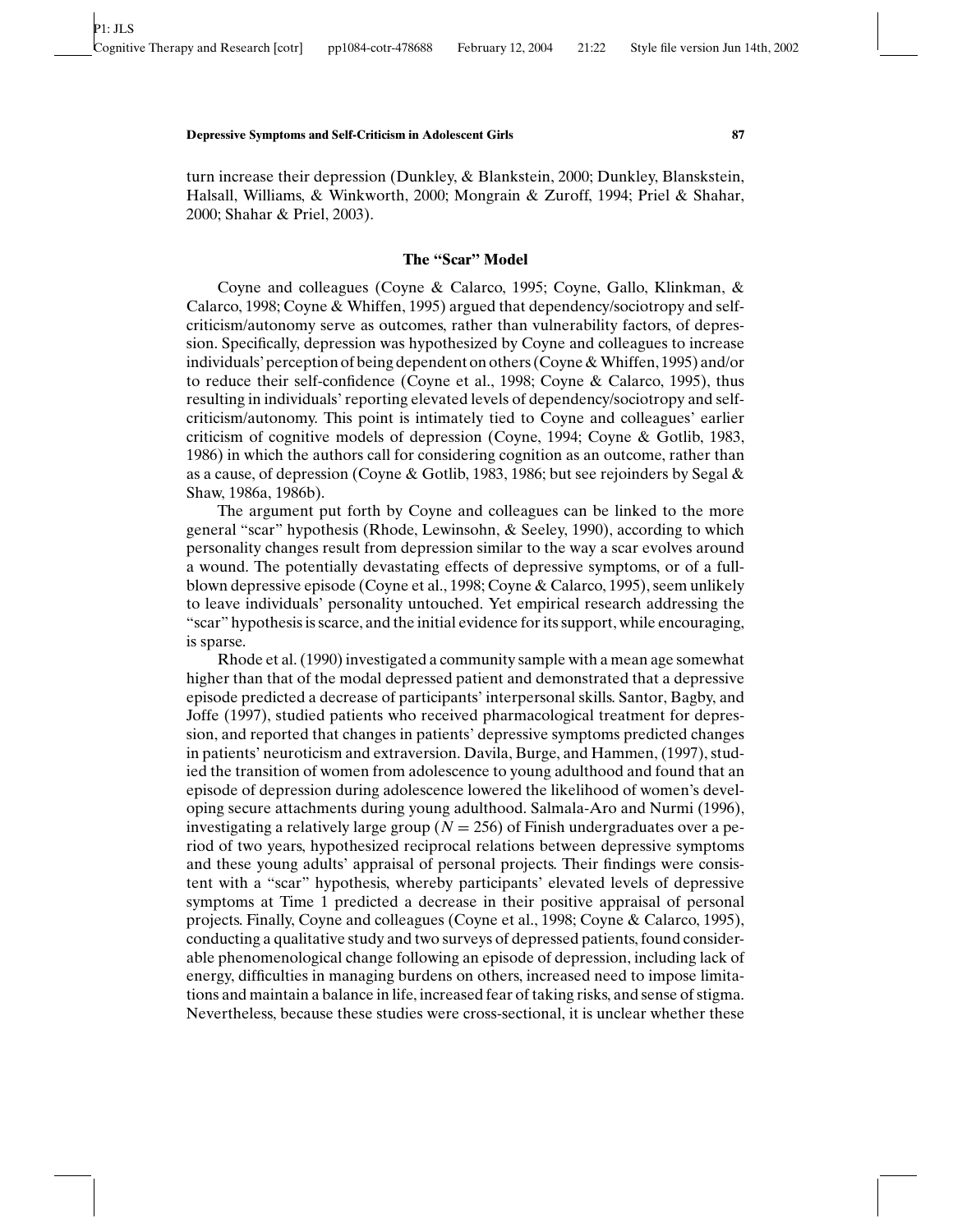turn increase their depression (Dunkley, & Blankstein, 2000; Dunkley, Blanskstein, Halsall, Williams, & Winkworth, 2000; Mongrain & Zuroff, 1994; Priel & Shahar, 2000; Shahar & Priel, 2003).

## The "Scar" Model

Coyne and colleagues (Coyne & Calarco, 1995; Coyne, Gallo, Klinkman, & Calarco, 1998; Coyne & Whiffen, 1995) argued that dependency/sociotropy and self-criticism/autonomy serve as outcomes, rather than vulnerability factors, of depression. Specifically, depression was hypothesized by Coyne and colleagues to increase individuals' perception of being dependent on others (Coyne & Whiffen, 1995) and/or to reduce their self-confidence (Coyne et al., 1998; Coyne & Calarco, 1995), thus resulting in individuals' reporting elevated levels of dependency/sociotropy and self-criticism/autonomy. This point is intimately tied to Coyne and colleagues' earlier criticism of cognitive models of depression (Coyne, 1994; Coyne & Gotlib, 1983, 1986) in which the authors call for considering cognition as an outcome, rather than as a cause, of depression (Coyne & Gotlib, 1983, 1986; but see rejoinders by Segal & Shaw, 1986a, 1986b).

The argument put forth by Coyne and colleagues can be linked to the more general "scar" hypothesis (Rhode, Lewinsohn, & Seeley, 1990), according to which personality changes result from depression similar to the way a scar evolves around a wound. The potentially devastating effects of depressive symptoms, or of a full-blown depressive episode (Coyne et al., 1998; Coyne & Calarco, 1995), seem unlikely to leave individuals' personality untouched. Yet empirical research addressing the "scar" hypothesis is scarce, and the initial evidence for its support, while encouraging, is sparse.

Rhode et al. (1990) investigated a community sample with a mean age somewhat higher than that of the modal depressed patient and demonstrated that a depressive episode predicted a decrease of participants' interpersonal skills. Santor, Bagby, and Joffe (1997), studied patients who received pharmacological treatment for depression, and reported that changes in patients' depressive symptoms predicted changes in patients' neuroticism and extraversion. Davila, Burge, and Hammen, (1997), studied the transition of women from adolescence to young adulthood and found that an episode of depression during adolescence lowered the likelihood of women's developing secure attachments during young adulthood. Salmala-Aro and Nurmi (1996), investigating a relatively large group ($N = 256$) of Finish undergraduates over a period of two years, hypothesized reciprocal relations between depressive symptoms and these young adults' appraisal of personal projects. Their findings were consistent with a "scar" hypothesis, whereby participants' elevated levels of depressive symptoms at Time 1 predicted a decrease in their positive appraisal of personal projects. Finally, Coyne and colleagues (Coyne et al., 1998; Coyne & Calarco, 1995), conducting a qualitative study and two surveys of depressed patients, found considerable phenomenological change following an episode of depression, including lack of energy, difficulties in managing burdens on others, increased need to impose limitations and maintain a balance in life, increased fear of taking risks, and sense of stigma. Nevertheless, because these studies were cross-sectional, it is unclear whether these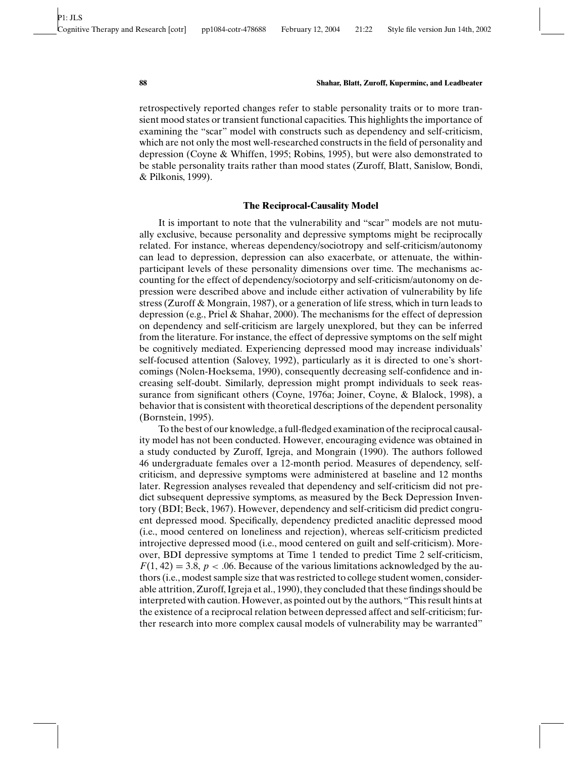retrospectively reported changes refer to stable personality traits or to more transient mood states or transient functional capacities. This highlights the importance of examining the "scar" model with constructs such as dependency and self-criticism, which are not only the most well-researched constructs in the field of personality and depression (Coyne & Whiffen, 1995; Robins, 1995), but were also demonstrated to be stable personality traits rather than mood states (Zuroff, Blatt, Sanislow, Bondi, & Pilkonis, 1999).

### The Reciprocal-Causality Model

It is important to note that the vulnerability and "scar" models are not mutually exclusive, because personality and depressive symptoms might be reciprocally related. For instance, whereas dependency/sociotropy and self-criticism/autonomy can lead to depression, depression can also exacerbate, or attenuate, the within-participant levels of these personality dimensions over time. The mechanisms accounting for the effect of dependency/sociotorpy and self-criticism/autonomy on depression were described above and include either activation of vulnerability by life stress (Zuroff & Mongrain, 1987), or a generation of life stress, which in turn leads to depression (e.g., Priel & Shahar, 2000). The mechanisms for the effect of depression on dependency and self-criticism are largely unexplored, but they can be inferred from the literature. For instance, the effect of depressive symptoms on the self might be cognitively mediated. Experiencing depressed mood may increase individuals' self-focused attention (Salovey, 1992), particularly as it is directed to one's shortcomings (Nolen-Hoeksema, 1990), consequently decreasing self-confidence and increasing self-doubt. Similarly, depression might prompt individuals to seek reassurance from significant others (Coyne, 1976a; Joiner, Coyne, & Blalock, 1998), a behavior that is consistent with theoretical descriptions of the dependent personality (Bornstein, 1995).

To the best of our knowledge, a full-fledged examination of the reciprocal causality model has not been conducted. However, encouraging evidence was obtained in a study conducted by Zuroff, Igreja, and Mongrain (1990). The authors followed 46 undergraduate females over a 12-month period. Measures of dependency, self-criticism, and depressive symptoms were administered at baseline and 12 months later. Regression analyses revealed that dependency and self-criticism did not predict subsequent depressive symptoms, as measured by the Beck Depression Inventory (BDI; Beck, 1967). However, dependency and self-criticism did predict congruent depressed mood. Specifically, dependency predicted anaclitic depressed mood (i.e., mood centered on loneliness and rejection), whereas self-criticism predicted introjective depressed mood (i.e., mood centered on guilt and self-criticism). Moreover, BDI depressive symptoms at Time 1 tended to predict Time 2 self-criticism, $F(1, 42) = 3.8$, $p < .06$. Because of the various limitations acknowledged by the authors (i.e., modest sample size that was restricted to college student women, considerable attrition, Zuroff, Igreja et al., 1990), they concluded that these findings should be interpreted with caution. However, as pointed out by the authors, "This result hints at the existence of a reciprocal relation between depressed affect and self-criticism; further research into more complex causal models of vulnerability may be warranted"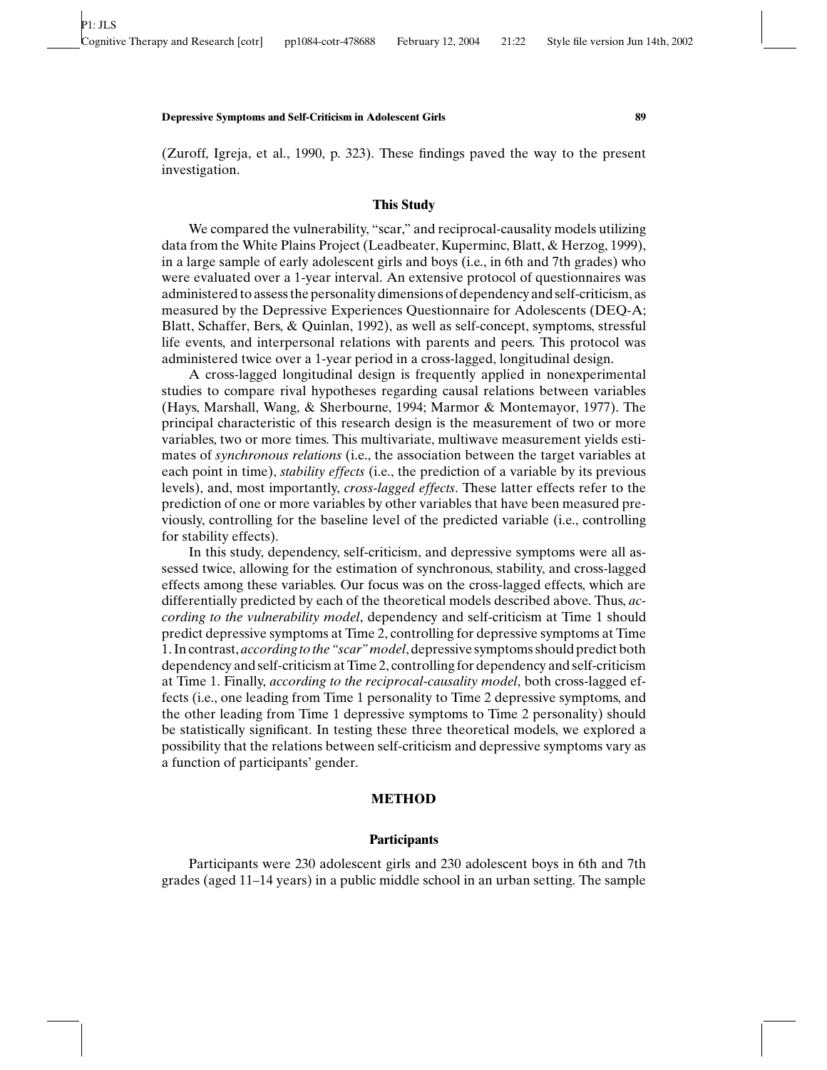(Zuroff, Igreja, et al., 1990, p. 323). These findings paved the way to the present investigation.

### This Study

We compared the vulnerability, "scar," and reciprocal-causality models utilizing data from the White Plains Project (Leadbeater, Kuperminc, Blatt, & Herzog, 1999), in a large sample of early adolescent girls and boys (i.e., in 6th and 7th grades) who were evaluated over a 1-year interval. An extensive protocol of questionnaires was administered to assess the personality dimensions of dependency and self-criticism, as measured by the Depressive Experiences Questionnaire for Adolescents (DEQ-A; Blatt, Schaffer, Bers, & Quinlan, 1992), as well as self-concept, symptoms, stressful life events, and interpersonal relations with parents and peers. This protocol was administered twice over a 1-year period in a cross-lagged, longitudinal design.

A cross-lagged longitudinal design is frequently applied in nonexperimental studies to compare rival hypotheses regarding causal relations between variables (Hays, Marshall, Wang, & Sherbourne, 1994; Marmor & Montemayor, 1977). The principal characteristic of this research design is the measurement of two or more variables, two or more times. This multivariate, multiwave measurement yields estimates of *synchronous relations* (i.e., the association between the target variables at each point in time), *stability effects* (i.e., the prediction of a variable by its previous levels), and, most importantly, *cross-lagged effects*. These latter effects refer to the prediction of one or more variables by other variables that have been measured previously, controlling for the baseline level of the predicted variable (i.e., controlling for stability effects).

In this study, dependency, self-criticism, and depressive symptoms were all assessed twice, allowing for the estimation of synchronous, stability, and cross-lagged effects among these variables. Our focus was on the cross-lagged effects, which are differentially predicted by each of the theoretical models described above. Thus, *according to the vulnerability model*, dependency and self-criticism at Time 1 should predict depressive symptoms at Time 2, controlling for depressive symptoms at Time 1. In contrast, *according to the "scar" model*, depressive symptoms should predict both dependency and self-criticism at Time 2, controlling for dependency and self-criticism at Time 1. Finally, *according to the reciprocal-causality model*, both cross-lagged effects (i.e., one leading from Time 1 personality to Time 2 depressive symptoms, and the other leading from Time 1 depressive symptoms to Time 2 personality) should be statistically significant. In testing these three theoretical models, we explored a possibility that the relations between self-criticism and depressive symptoms vary as a function of participants' gender.

## METHOD

### Participants

Participants were 230 adolescent girls and 230 adolescent boys in 6th and 7th grades (aged 11–14 years) in a public middle school in an urban setting. The sample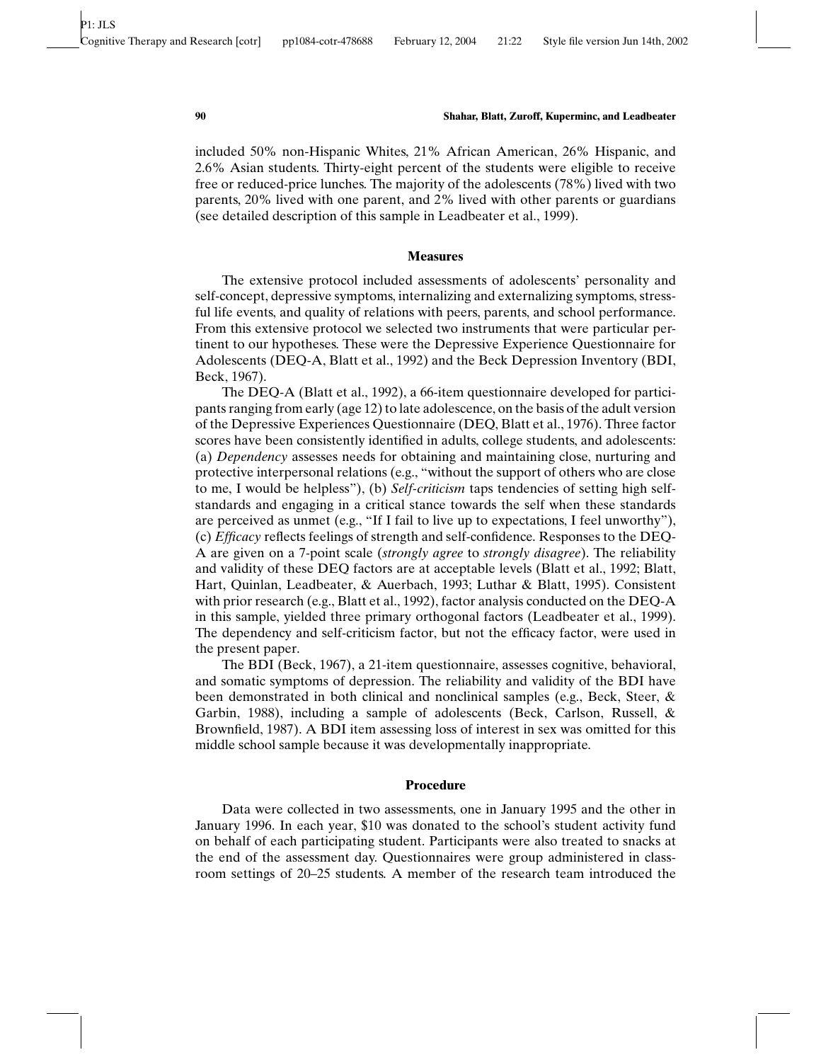included 50% non-Hispanic Whites, 21% African American, 26% Hispanic, and 2.6% Asian students. Thirty-eight percent of the students were eligible to receive free or reduced-price lunches. The majority of the adolescents (78%) lived with two parents, 20% lived with one parent, and 2% lived with other parents or guardians (see detailed description of this sample in Leadbeater et al., 1999).

## Measures

The extensive protocol included assessments of adolescents' personality and self-concept, depressive symptoms, internalizing and externalizing symptoms, stressful life events, and quality of relations with peers, parents, and school performance. From this extensive protocol we selected two instruments that were particular pertinent to our hypotheses. These were the Depressive Experience Questionnaire for Adolescents (DEQ-A, Blatt et al., 1992) and the Beck Depression Inventory (BDI, Beck, 1967).

The DEQ-A (Blatt et al., 1992), a 66-item questionnaire developed for participants ranging from early (age 12) to late adolescence, on the basis of the adult version of the Depressive Experiences Questionnaire (DEQ, Blatt et al., 1976). Three factor scores have been consistently identified in adults, college students, and adolescents: (a) *Dependency* assesses needs for obtaining and maintaining close, nurturing and protective interpersonal relations (e.g., "without the support of others who are close to me, I would be helpless"), (b) *Self-criticism* taps tendencies of setting high self-standards and engaging in a critical stance towards the self when these standards are perceived as unmet (e.g., "If I fail to live up to expectations, I feel unworthy"), (c) *Efficacy* reflects feelings of strength and self-confidence. Responses to the DEQ-A are given on a 7-point scale (*strongly agree* to *strongly disagree*). The reliability and validity of these DEQ factors are at acceptable levels (Blatt et al., 1992; Blatt, Hart, Quinlan, Leadbeater, & Auerbach, 1993; Luthar & Blatt, 1995). Consistent with prior research (e.g., Blatt et al., 1992), factor analysis conducted on the DEQ-A in this sample, yielded three primary orthogonal factors (Leadbeater et al., 1999). The dependency and self-criticism factor, but not the efficacy factor, were used in the present paper.

The BDI (Beck, 1967), a 21-item questionnaire, assesses cognitive, behavioral, and somatic symptoms of depression. The reliability and validity of the BDI have been demonstrated in both clinical and nonclinical samples (e.g., Beck, Steer, & Garbin, 1988), including a sample of adolescents (Beck, Carlson, Russell, & Brownfield, 1987). A BDI item assessing loss of interest in sex was omitted for this middle school sample because it was developmentally inappropriate.

## Procedure

Data were collected in two assessments, one in January 1995 and the other in January 1996. In each year, $10 was donated to the school's student activity fund on behalf of each participating student. Participants were also treated to snacks at the end of the assessment day. Questionnaires were group administered in classroom settings of 20–25 students. A member of the research team introduced the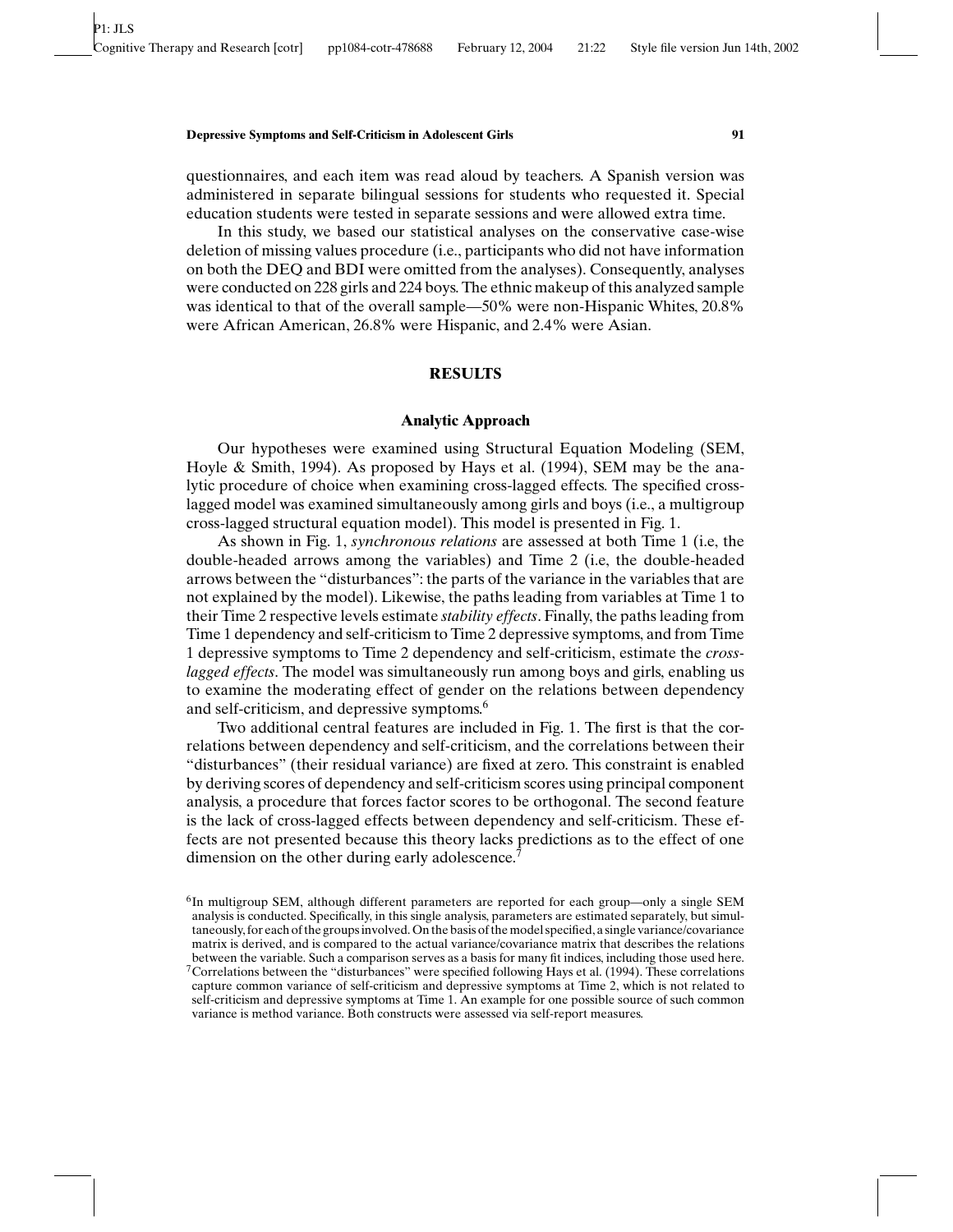questionnaires, and each item was read aloud by teachers. A Spanish version was administered in separate bilingual sessions for students who requested it. Special education students were tested in separate sessions and were allowed extra time.

In this study, we based our statistical analyses on the conservative case-wise deletion of missing values procedure (i.e., participants who did not have information on both the DEQ and BDI were omitted from the analyses). Consequently, analyses were conducted on 228 girls and 224 boys. The ethnic makeup of this analyzed sample was identical to that of the overall sample—50% were non-Hispanic Whites, 20.8% were African American, 26.8% were Hispanic, and 2.4% were Asian.

## RESULTS

### Analytic Approach

Our hypotheses were examined using Structural Equation Modeling (SEM, Hoyle & Smith, 1994). As proposed by Hays et al. (1994), SEM may be the analytic procedure of choice when examining cross-lagged effects. The specified cross-lagged model was examined simultaneously among girls and boys (i.e., a multigroup cross-lagged structural equation model). This model is presented in Fig. 1.

As shown in Fig. 1, *synchronous relations* are assessed at both Time 1 (i.e, the double-headed arrows among the variables) and Time 2 (i.e, the double-headed arrows between the "disturbances": the parts of the variance in the variables that are not explained by the model). Likewise, the paths leading from variables at Time 1 to their Time 2 respective levels estimate *stability effects*. Finally, the paths leading from Time 1 dependency and self-criticism to Time 2 depressive symptoms, and from Time 1 depressive symptoms to Time 2 dependency and self-criticism, estimate the *cross-lagged effects*. The model was simultaneously run among boys and girls, enabling us to examine the moderating effect of gender on the relations between dependency and self-criticism, and depressive symptoms.[6]

Two additional central features are included in Fig. 1. The first is that the correlations between dependency and self-criticism, and the correlations between their "disturbances" (their residual variance) are fixed at zero. This constraint is enabled by deriving scores of dependency and self-criticism scores using principal component analysis, a procedure that forces factor scores to be orthogonal. The second feature is the lack of cross-lagged effects between dependency and self-criticism. These effects are not presented because this theory lacks predictions as to the effect of one dimension on the other during early adolescence.[7]

[6] In multigroup SEM, although different parameters are reported for each group—only a single SEM analysis is conducted. Specifically, in this single analysis, parameters are estimated separately, but simultaneously, for each of the groups involved. On the basis of the model specified, a single variance/covariance matrix is derived, and is compared to the actual variance/covariance matrix that describes the relations between the variable. Such a comparison serves as a basis for many fit indices, including those used here.

[7] Correlations between the "disturbances" were specified following Hays et al. (1994). These correlations capture common variance of self-criticism and depressive symptoms at Time 2, which is not related to self-criticism and depressive symptoms at Time 1. An example for one possible source of such common variance is method variance. Both constructs were assessed via self-report measures.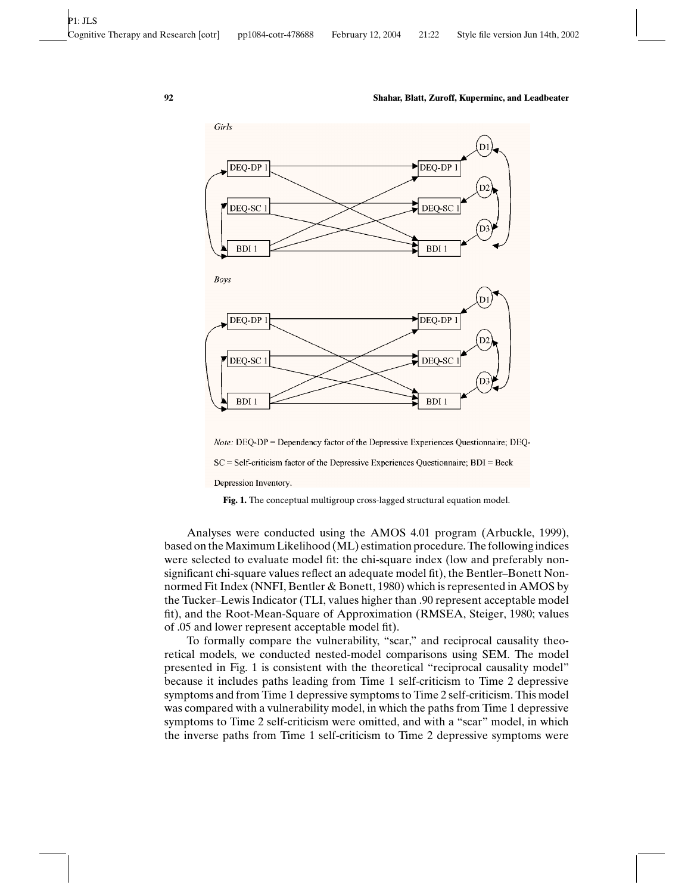*Girls*

*Boys*

*Note:* DEQ-DP = Dependency factor of the Depressive Experiences Questionnaire; DEQ-SC = Self-criticism factor of the Depressive Experiences Questionnaire; BDI = Beck Depression Inventory.

**Fig. 1.** The conceptual multigroup cross-lagged structural equation model.

Analyses were conducted using the AMOS 4.01 program (Arbuckle, 1999), based on the Maximum Likelihood (ML) estimation procedure. The following indices were selected to evaluate model fit: the chi-square index (low and preferably non-significant chi-square values reflect an adequate model fit), the Bentler–Bonett Non-normed Fit Index (NNFI, Bentler & Bonett, 1980) which is represented in AMOS by the Tucker–Lewis Indicator (TLI, values higher than .90 represent acceptable model fit), and the Root-Mean-Square of Approximation (RMSEA, Steiger, 1980; values of .05 and lower represent acceptable model fit).

To formally compare the vulnerability, "scar," and reciprocal causality theoretical models, we conducted nested-model comparisons using SEM. The model presented in Fig. 1 is consistent with the theoretical "reciprocal causality model" because it includes paths leading from Time 1 self-criticism to Time 2 depressive symptoms and from Time 1 depressive symptoms to Time 2 self-criticism. This model was compared with a vulnerability model, in which the paths from Time 1 depressive symptoms to Time 2 self-criticism were omitted, and with a "scar" model, in which the inverse paths from Time 1 self-criticism to Time 2 depressive symptoms were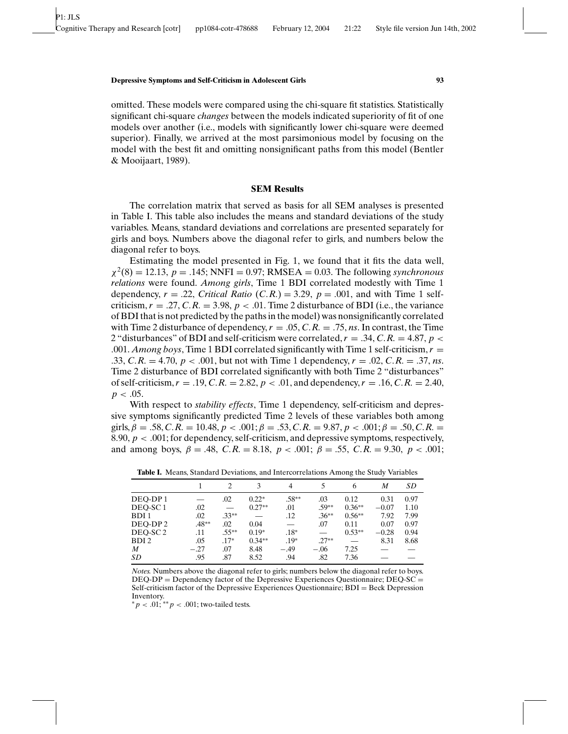omitted. These models were compared using the chi-square fit statistics. Statistically significant chi-square *changes* between the models indicated superiority of fit of one models over another (i.e., models with significantly lower chi-square were deemed superior). Finally, we arrived at the most parsimonious model by focusing on the model with the best fit and omitting nonsignificant paths from this model (Bentler & Mooijaart, 1989).

### SEM Results

The correlation matrix that served as basis for all SEM analyses is presented in Table I. This table also includes the means and standard deviations of the study variables. Means, standard deviations and correlations are presented separately for girls and boys. Numbers above the diagonal refer to girls, and numbers below the diagonal refer to boys.

Estimating the model presented in Fig. 1, we found that it fits the data well, $\chi^2(8) = 12.13$, $p = .145$; NNFI = 0.97; RMSEA = 0.03. The following *synchronous relations* were found. *Among girls*, Time 1 BDI correlated modestly with Time 1 dependency, $r = .22$, *Critical Ratio* ($C.R.$) = 3.29, $p = .001$, and with Time 1 self-criticism, $r = .27$, $C.R. = 3.98$, $p < .01$. Time 2 disturbance of BDI (i.e., the variance of BDI that is not predicted by the paths in the model) was nonsignificantly correlated with Time 2 disturbance of dependency, $r = .05$, $C.R. = .75$, *ns*. In contrast, the Time 2 "disturbances" of BDI and self-criticism were correlated, $r = .34$, $C.R. = 4.87$, $p < .001$. *Among boys*, Time 1 BDI correlated significantly with Time 1 self-criticism, $r = .33$, $C.R. = 4.70$, $p < .001$, but not with Time 1 dependency, $r = .02$, $C.R. = .37$, *ns*. Time 2 disturbance of BDI correlated significantly with both Time 2 "disturbances" of self-criticism, $r = .19$, $C.R. = 2.82$, $p < .01$, and dependency, $r = .16$, $C.R. = 2.40$, $p < .05$.

With respect to *stability effects*, Time 1 dependency, self-criticism and depressive symptoms significantly predicted Time 2 levels of these variables both among girls, $\beta = .58$, $C.R. = 10.48$, $p < .001$; $\beta = .53$, $C.R. = 9.87$, $p < .001$; $\beta = .50$, $C.R. = 8.90$, $p < .001$; for dependency, self-criticism, and depressive symptoms, respectively, and among boys, $\beta = .48$, $C.R. = 8.18$, $p < .001$; $\beta = .55$, $C.R. = 9.30$, $p < .001$;

**Table I.** Means, Standard Deviations, and Intercorrelations Among the Study Variables

| | 1 | 2 | 3 | 4 | 5 | 6 | *M* | *SD* |
|---|---|---|---|---|---|---|---|---|
| DEQ-DP 1 | — | .02 | 0.22* | .58** | .03 | 0.12 | 0.31 | 0.97 |
| DEQ-SC 1 | .02 | — | 0.27** | .01 | .59** | 0.36** | −0.07 | 1.10 |
| BDI 1 | .02 | .33** | — | .12 | .36** | 0.56** | 7.92 | 7.99 |
| DEQ-DP 2 | .48** | .02 | 0.04 | — | .07 | 0.11 | 0.07 | 0.97 |
| DEQ-SC 2 | .11 | .55** | 0.19* | .18* | — | 0.53** | −0.28 | 0.94 |
| BDI 2 | .05 | .17* | 0.34** | .19* | .27** | — | 8.31 | 8.68 |
| *M* | −.27 | .07 | 8.48 | −.49 | −.06 | 7.25 | — | — |
| *SD* | .95 | .87 | 8.52 | .94 | .82 | 7.36 | — | — |

*Notes.* Numbers above the diagonal refer to girls; numbers below the diagonal refer to boys. DEQ-DP = Dependency factor of the Depressive Experiences Questionnaire; DEQ-SC = Self-criticism factor of the Depressive Experiences Questionnaire; BDI = Beck Depression Inventory.
*$p < .01$; **$p < .001$; two-tailed tests.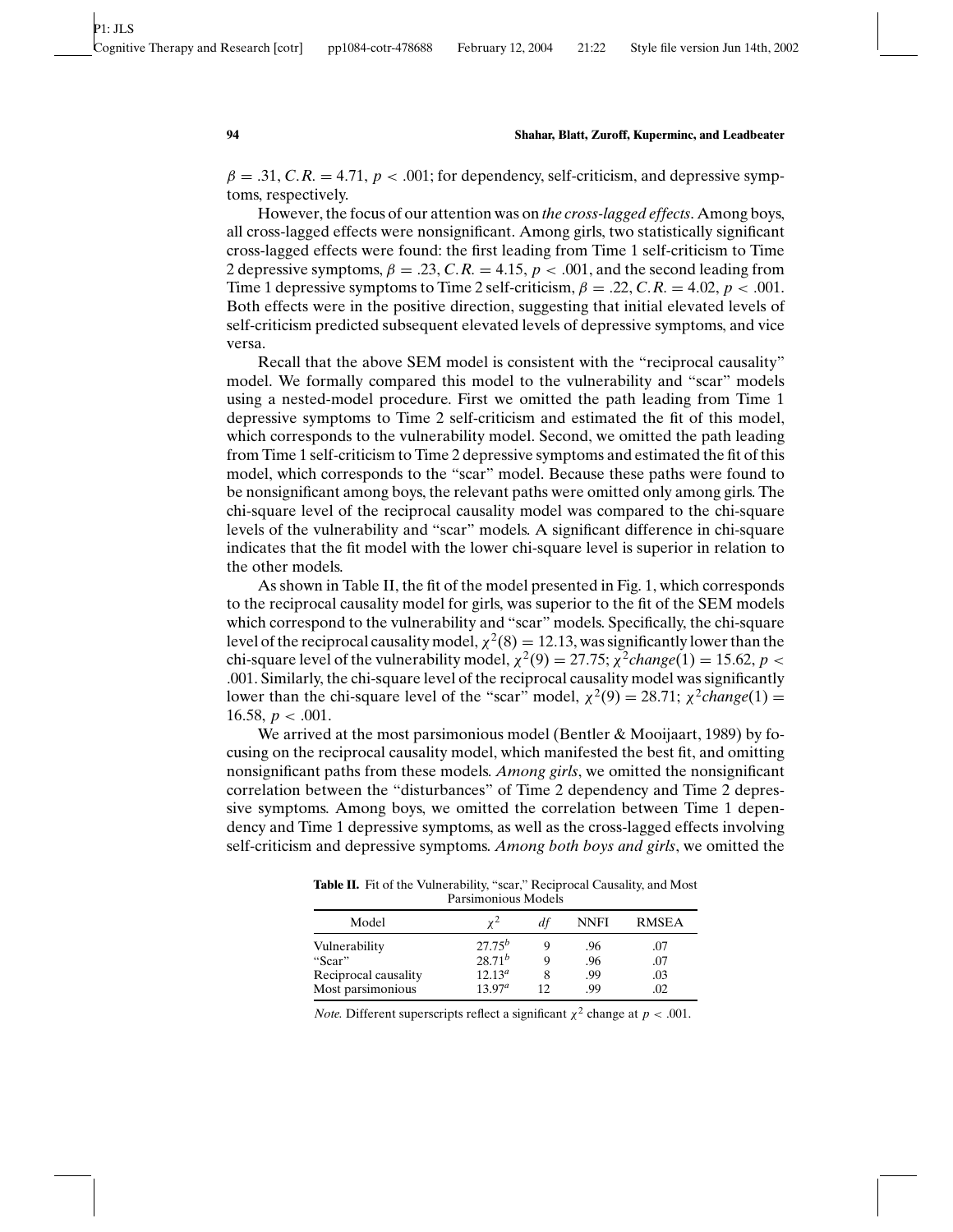$\beta = .31$, $C.R. = 4.71$, $p < .001$; for dependency, self-criticism, and depressive symptoms, respectively.

However, the focus of our attention was on *the cross-lagged effects*. Among boys, all cross-lagged effects were nonsignificant. Among girls, two statistically significant cross-lagged effects were found: the first leading from Time 1 self-criticism to Time 2 depressive symptoms, $\beta = .23$, $C.R. = 4.15$, $p < .001$, and the second leading from Time 1 depressive symptoms to Time 2 self-criticism, $\beta = .22$, $C.R. = 4.02$, $p < .001$. Both effects were in the positive direction, suggesting that initial elevated levels of self-criticism predicted subsequent elevated levels of depressive symptoms, and vice versa.

Recall that the above SEM model is consistent with the "reciprocal causality" model. We formally compared this model to the vulnerability and "scar" models using a nested-model procedure. First we omitted the path leading from Time 1 depressive symptoms to Time 2 self-criticism and estimated the fit of this model, which corresponds to the vulnerability model. Second, we omitted the path leading from Time 1 self-criticism to Time 2 depressive symptoms and estimated the fit of this model, which corresponds to the "scar" model. Because these paths were found to be nonsignificant among boys, the relevant paths were omitted only among girls. The chi-square level of the reciprocal causality model was compared to the chi-square levels of the vulnerability and "scar" models. A significant difference in chi-square indicates that the fit model with the lower chi-square level is superior in relation to the other models.

As shown in Table II, the fit of the model presented in Fig. 1, which corresponds to the reciprocal causality model for girls, was superior to the fit of the SEM models which correspond to the vulnerability and "scar" models. Specifically, the chi-square level of the reciprocal causality model, $\chi^2(8) = 12.13$, was significantly lower than the chi-square level of the vulnerability model, $\chi^2(9) = 27.75$; $\chi^2 change(1) = 15.62$, $p < .001$. Similarly, the chi-square level of the reciprocal causality model was significantly lower than the chi-square level of the "scar" model, $\chi^2(9) = 28.71$; $\chi^2 change(1) = 16.58$, $p < .001$.

We arrived at the most parsimonious model (Bentler & Mooijaart, 1989) by focusing on the reciprocal causality model, which manifested the best fit, and omitting nonsignificant paths from these models. *Among girls*, we omitted the nonsignificant correlation between the "disturbances" of Time 2 dependency and Time 2 depressive symptoms. Among boys, we omitted the correlation between Time 1 dependency and Time 1 depressive symptoms, as well as the cross-lagged effects involving self-criticism and depressive symptoms. *Among both boys and girls*, we omitted the

**Table II.** Fit of the Vulnerability, "scar," Reciprocal Causality, and Most Parsimonious Models

| Model | $\chi^2$ | *df* | NNFI | RMSEA |
|---|---|---|---|---|
| Vulnerability | $27.75^b$ | 9 | .96 | .07 |
| "Scar" | $28.71^b$ | 9 | .96 | .07 |
| Reciprocal causality | $12.13^a$ | 8 | .99 | .03 |
| Most parsimonious | $13.97^a$ | 12 | .99 | .02 |

*Note.* Different superscripts reflect a significant $\chi^2$ change at $p < .001$.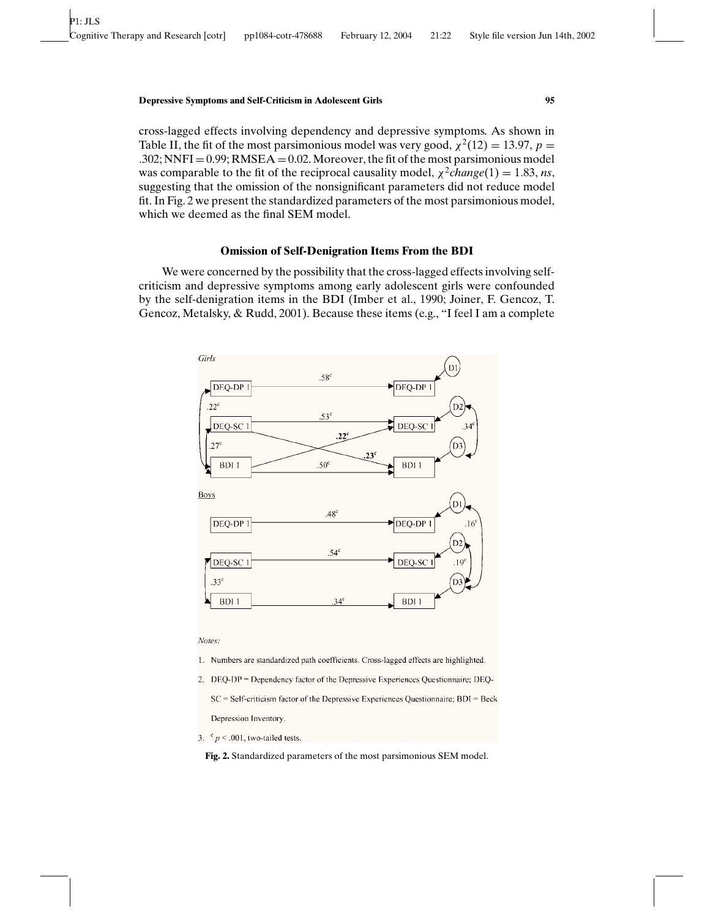cross-lagged effects involving dependency and depressive symptoms. As shown in Table II, the fit of the most parsimonious model was very good, $\chi^2(12) = 13.97$, $p = .302$; NNFI = 0.99; RMSEA = 0.02. Moreover, the fit of the most parsimonious model was comparable to the fit of the reciprocal causality model, $\chi^2 change(1) = 1.83$, *ns*, suggesting that the omission of the nonsignificant parameters did not reduce model fit. In Fig. 2 we present the standardized parameters of the most parsimonious model, which we deemed as the final SEM model.

### Omission of Self-Denigration Items From the BDI

We were concerned by the possibility that the cross-lagged effects involving self-criticism and depressive symptoms among early adolescent girls were confounded by the self-denigration items in the BDI (Imber et al., 1990; Joiner, F. Gencoz, T. Gencoz, Metalsky, & Rudd, 2001). Because these items (e.g., "I feel I am a complete

*Notes:*

1. Numbers are standardized path coefficients. Cross-lagged effects are highlighted.
2. DEQ-DP = Dependency factor of the Depressive Experiences Questionnaire; DEQ-SC = Self-criticism factor of the Depressive Experiences Questionnaire; BDI = Beck Depression Inventory.
3. $^c p < .001$, two-tailed tests.

**Fig. 2.** Standardized parameters of the most parsimonious SEM model.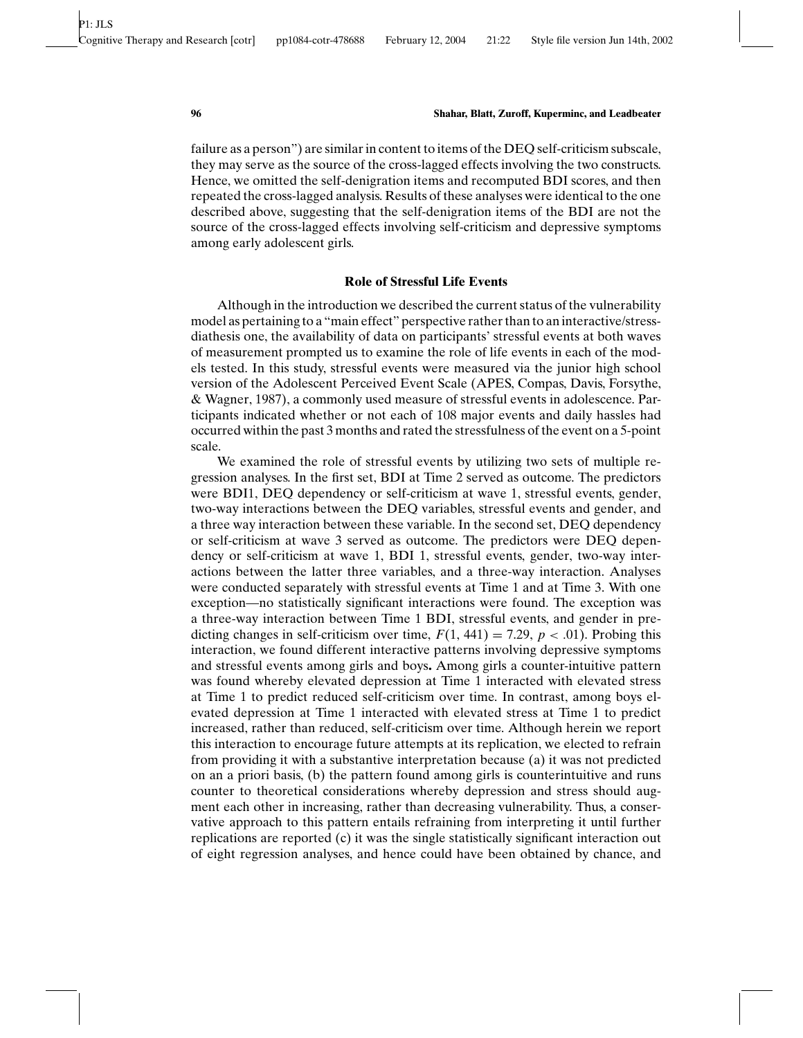failure as a person") are similar in content to items of the DEQ self-criticism subscale, they may serve as the source of the cross-lagged effects involving the two constructs. Hence, we omitted the self-denigration items and recomputed BDI scores, and then repeated the cross-lagged analysis. Results of these analyses were identical to the one described above, suggesting that the self-denigration items of the BDI are not the source of the cross-lagged effects involving self-criticism and depressive symptoms among early adolescent girls.

### Role of Stressful Life Events

Although in the introduction we described the current status of the vulnerability model as pertaining to a "main effect" perspective rather than to an interactive/stress-diathesis one, the availability of data on participants' stressful events at both waves of measurement prompted us to examine the role of life events in each of the models tested. In this study, stressful events were measured via the junior high school version of the Adolescent Perceived Event Scale (APES, Compas, Davis, Forsythe, & Wagner, 1987), a commonly used measure of stressful events in adolescence. Participants indicated whether or not each of 108 major events and daily hassles had occurred within the past 3 months and rated the stressfulness of the event on a 5-point scale.

We examined the role of stressful events by utilizing two sets of multiple regression analyses. In the first set, BDI at Time 2 served as outcome. The predictors were BDI1, DEQ dependency or self-criticism at wave 1, stressful events, gender, two-way interactions between the DEQ variables, stressful events and gender, and a three way interaction between these variable. In the second set, DEQ dependency or self-criticism at wave 3 served as outcome. The predictors were DEQ dependency or self-criticism at wave 1, BDI 1, stressful events, gender, two-way interactions between the latter three variables, and a three-way interaction. Analyses were conducted separately with stressful events at Time 1 and at Time 3. With one exception—no statistically significant interactions were found. The exception was a three-way interaction between Time 1 BDI, stressful events, and gender in predicting changes in self-criticism over time, $F(1, 441) = 7.29$, $p < .01$). Probing this interaction, we found different interactive patterns involving depressive symptoms and stressful events among girls and boys**.** Among girls a counter-intuitive pattern was found whereby elevated depression at Time 1 interacted with elevated stress at Time 1 to predict reduced self-criticism over time. In contrast, among boys elevated depression at Time 1 interacted with elevated stress at Time 1 to predict increased, rather than reduced, self-criticism over time. Although herein we report this interaction to encourage future attempts at its replication, we elected to refrain from providing it with a substantive interpretation because (a) it was not predicted on an a priori basis, (b) the pattern found among girls is counterintuitive and runs counter to theoretical considerations whereby depression and stress should augment each other in increasing, rather than decreasing vulnerability. Thus, a conservative approach to this pattern entails refraining from interpreting it until further replications are reported (c) it was the single statistically significant interaction out of eight regression analyses, and hence could have been obtained by chance, and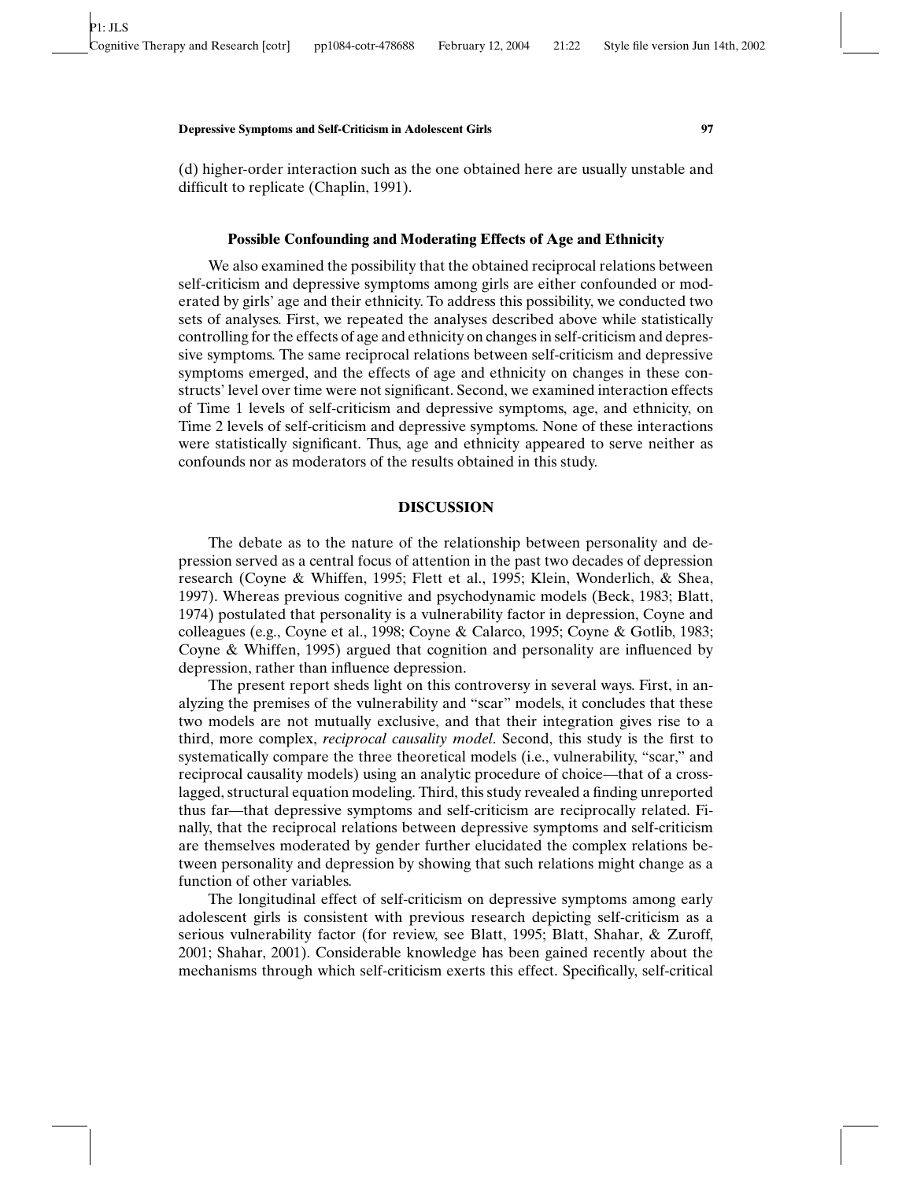(d) higher-order interaction such as the one obtained here are usually unstable and difficult to replicate (Chaplin, 1991).

### Possible Confounding and Moderating Effects of Age and Ethnicity

We also examined the possibility that the obtained reciprocal relations between self-criticism and depressive symptoms among girls are either confounded or moderated by girls' age and their ethnicity. To address this possibility, we conducted two sets of analyses. First, we repeated the analyses described above while statistically controlling for the effects of age and ethnicity on changes in self-criticism and depressive symptoms. The same reciprocal relations between self-criticism and depressive symptoms emerged, and the effects of age and ethnicity on changes in these constructs' level over time were not significant. Second, we examined interaction effects of Time 1 levels of self-criticism and depressive symptoms, age, and ethnicity, on Time 2 levels of self-criticism and depressive symptoms. None of these interactions were statistically significant. Thus, age and ethnicity appeared to serve neither as confounds nor as moderators of the results obtained in this study.

## DISCUSSION

The debate as to the nature of the relationship between personality and depression served as a central focus of attention in the past two decades of depression research (Coyne & Whiffen, 1995; Flett et al., 1995; Klein, Wonderlich, & Shea, 1997). Whereas previous cognitive and psychodynamic models (Beck, 1983; Blatt, 1974) postulated that personality is a vulnerability factor in depression, Coyne and colleagues (e.g., Coyne et al., 1998; Coyne & Calarco, 1995; Coyne & Gotlib, 1983; Coyne & Whiffen, 1995) argued that cognition and personality are influenced by depression, rather than influence depression.

The present report sheds light on this controversy in several ways. First, in analyzing the premises of the vulnerability and "scar" models, it concludes that these two models are not mutually exclusive, and that their integration gives rise to a third, more complex, *reciprocal causality model*. Second, this study is the first to systematically compare the three theoretical models (i.e., vulnerability, "scar," and reciprocal causality models) using an analytic procedure of choice—that of a cross-lagged, structural equation modeling. Third, this study revealed a finding unreported thus far—that depressive symptoms and self-criticism are reciprocally related. Finally, that the reciprocal relations between depressive symptoms and self-criticism are themselves moderated by gender further elucidated the complex relations between personality and depression by showing that such relations might change as a function of other variables.

The longitudinal effect of self-criticism on depressive symptoms among early adolescent girls is consistent with previous research depicting self-criticism as a serious vulnerability factor (for review, see Blatt, 1995; Blatt, Shahar, & Zuroff, 2001; Shahar, 2001). Considerable knowledge has been gained recently about the mechanisms through which self-criticism exerts this effect. Specifically, self-critical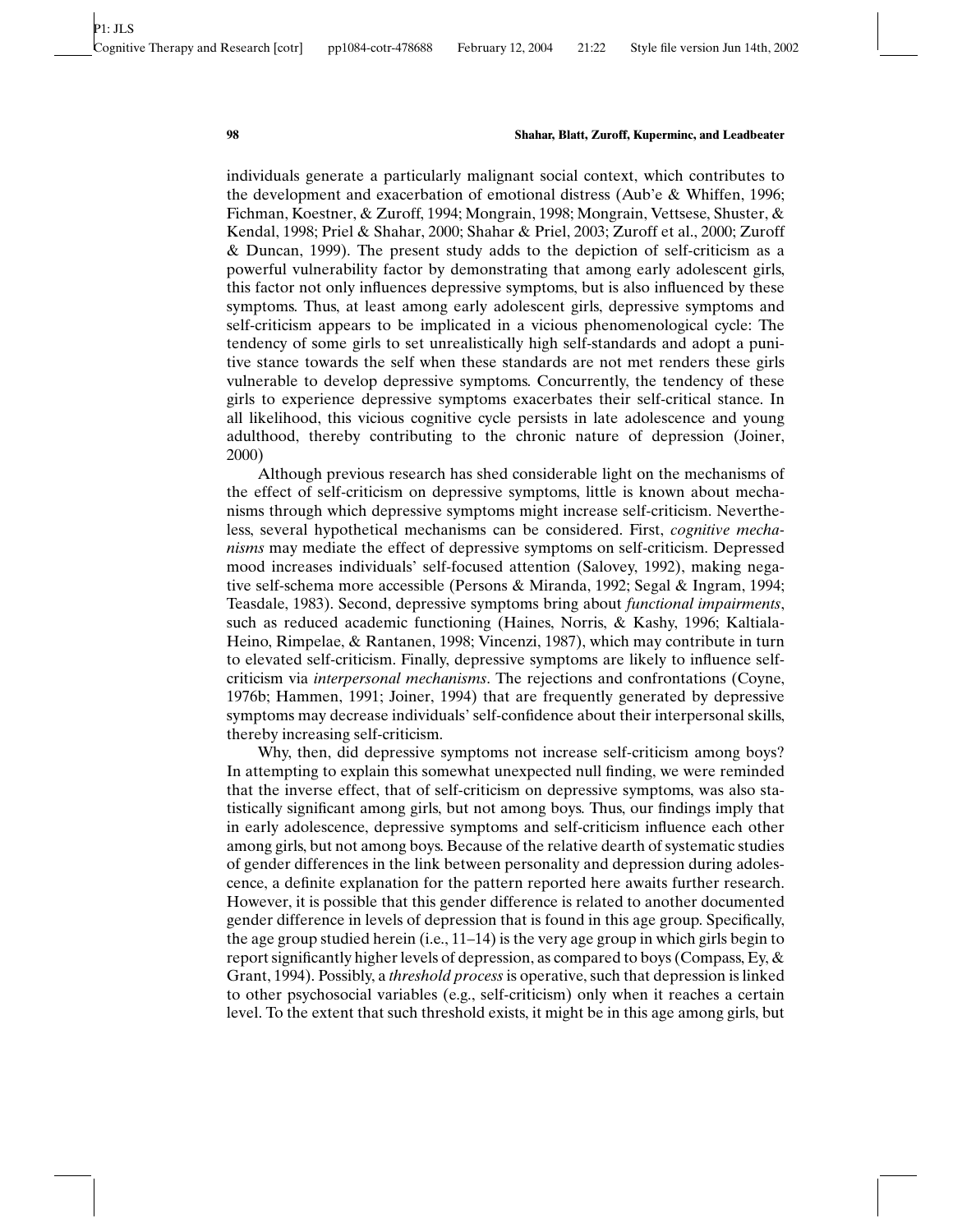individuals generate a particularly malignant social context, which contributes to the development and exacerbation of emotional distress (Aub'e & Whiffen, 1996; Fichman, Koestner, & Zuroff, 1994; Mongrain, 1998; Mongrain, Vettsese, Shuster, & Kendal, 1998; Priel & Shahar, 2000; Shahar & Priel, 2003; Zuroff et al., 2000; Zuroff & Duncan, 1999). The present study adds to the depiction of self-criticism as a powerful vulnerability factor by demonstrating that among early adolescent girls, this factor not only influences depressive symptoms, but is also influenced by these symptoms. Thus, at least among early adolescent girls, depressive symptoms and self-criticism appears to be implicated in a vicious phenomenological cycle: The tendency of some girls to set unrealistically high self-standards and adopt a punitive stance towards the self when these standards are not met renders these girls vulnerable to develop depressive symptoms. Concurrently, the tendency of these girls to experience depressive symptoms exacerbates their self-critical stance. In all likelihood, this vicious cognitive cycle persists in late adolescence and young adulthood, thereby contributing to the chronic nature of depression (Joiner, 2000)

Although previous research has shed considerable light on the mechanisms of the effect of self-criticism on depressive symptoms, little is known about mechanisms through which depressive symptoms might increase self-criticism. Nevertheless, several hypothetical mechanisms can be considered. First, *cognitive mechanisms* may mediate the effect of depressive symptoms on self-criticism. Depressed mood increases individuals' self-focused attention (Salovey, 1992), making negative self-schema more accessible (Persons & Miranda, 1992; Segal & Ingram, 1994; Teasdale, 1983). Second, depressive symptoms bring about *functional impairments*, such as reduced academic functioning (Haines, Norris, & Kashy, 1996; Kaltiala-Heino, Rimpelae, & Rantanen, 1998; Vincenzi, 1987), which may contribute in turn to elevated self-criticism. Finally, depressive symptoms are likely to influence self-criticism via *interpersonal mechanisms*. The rejections and confrontations (Coyne, 1976b; Hammen, 1991; Joiner, 1994) that are frequently generated by depressive symptoms may decrease individuals' self-confidence about their interpersonal skills, thereby increasing self-criticism.

Why, then, did depressive symptoms not increase self-criticism among boys? In attempting to explain this somewhat unexpected null finding, we were reminded that the inverse effect, that of self-criticism on depressive symptoms, was also statistically significant among girls, but not among boys. Thus, our findings imply that in early adolescence, depressive symptoms and self-criticism influence each other among girls, but not among boys. Because of the relative dearth of systematic studies of gender differences in the link between personality and depression during adolescence, a definite explanation for the pattern reported here awaits further research. However, it is possible that this gender difference is related to another documented gender difference in levels of depression that is found in this age group. Specifically, the age group studied herein (i.e., 11–14) is the very age group in which girls begin to report significantly higher levels of depression, as compared to boys (Compass, Ey, & Grant, 1994). Possibly, a *threshold process* is operative, such that depression is linked to other psychosocial variables (e.g., self-criticism) only when it reaches a certain level. To the extent that such threshold exists, it might be in this age among girls, but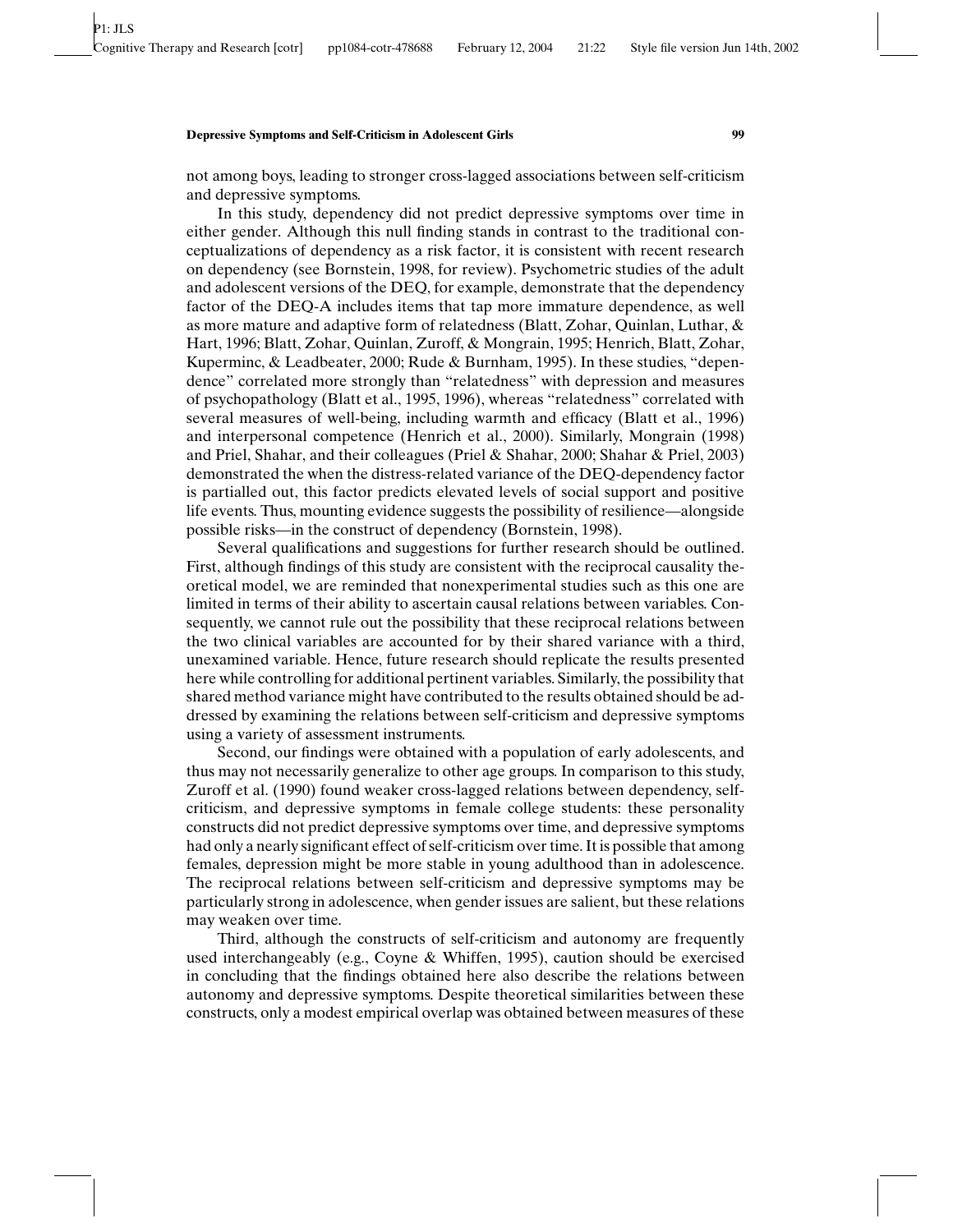not among boys, leading to stronger cross-lagged associations between self-criticism and depressive symptoms.

In this study, dependency did not predict depressive symptoms over time in either gender. Although this null finding stands in contrast to the traditional conceptualizations of dependency as a risk factor, it is consistent with recent research on dependency (see Bornstein, 1998, for review). Psychometric studies of the adult and adolescent versions of the DEQ, for example, demonstrate that the dependency factor of the DEQ-A includes items that tap more immature dependence, as well as more mature and adaptive form of relatedness (Blatt, Zohar, Quinlan, Luthar, & Hart, 1996; Blatt, Zohar, Quinlan, Zuroff, & Mongrain, 1995; Henrich, Blatt, Zohar, Kuperminc, & Leadbeater, 2000; Rude & Burnham, 1995). In these studies, "dependence" correlated more strongly than "relatedness" with depression and measures of psychopathology (Blatt et al., 1995, 1996), whereas "relatedness" correlated with several measures of well-being, including warmth and efficacy (Blatt et al., 1996) and interpersonal competence (Henrich et al., 2000). Similarly, Mongrain (1998) and Priel, Shahar, and their colleagues (Priel & Shahar, 2000; Shahar & Priel, 2003) demonstrated the when the distress-related variance of the DEQ-dependency factor is partialled out, this factor predicts elevated levels of social support and positive life events. Thus, mounting evidence suggests the possibility of resilience—alongside possible risks—in the construct of dependency (Bornstein, 1998).

Several qualifications and suggestions for further research should be outlined. First, although findings of this study are consistent with the reciprocal causality theoretical model, we are reminded that nonexperimental studies such as this one are limited in terms of their ability to ascertain causal relations between variables. Consequently, we cannot rule out the possibility that these reciprocal relations between the two clinical variables are accounted for by their shared variance with a third, unexamined variable. Hence, future research should replicate the results presented here while controlling for additional pertinent variables. Similarly, the possibility that shared method variance might have contributed to the results obtained should be addressed by examining the relations between self-criticism and depressive symptoms using a variety of assessment instruments.

Second, our findings were obtained with a population of early adolescents, and thus may not necessarily generalize to other age groups. In comparison to this study, Zuroff et al. (1990) found weaker cross-lagged relations between dependency, self-criticism, and depressive symptoms in female college students: these personality constructs did not predict depressive symptoms over time, and depressive symptoms had only a nearly significant effect of self-criticism over time. It is possible that among females, depression might be more stable in young adulthood than in adolescence. The reciprocal relations between self-criticism and depressive symptoms may be particularly strong in adolescence, when gender issues are salient, but these relations may weaken over time.

Third, although the constructs of self-criticism and autonomy are frequently used interchangeably (e.g., Coyne & Whiffen, 1995), caution should be exercised in concluding that the findings obtained here also describe the relations between autonomy and depressive symptoms. Despite theoretical similarities between these constructs, only a modest empirical overlap was obtained between measures of these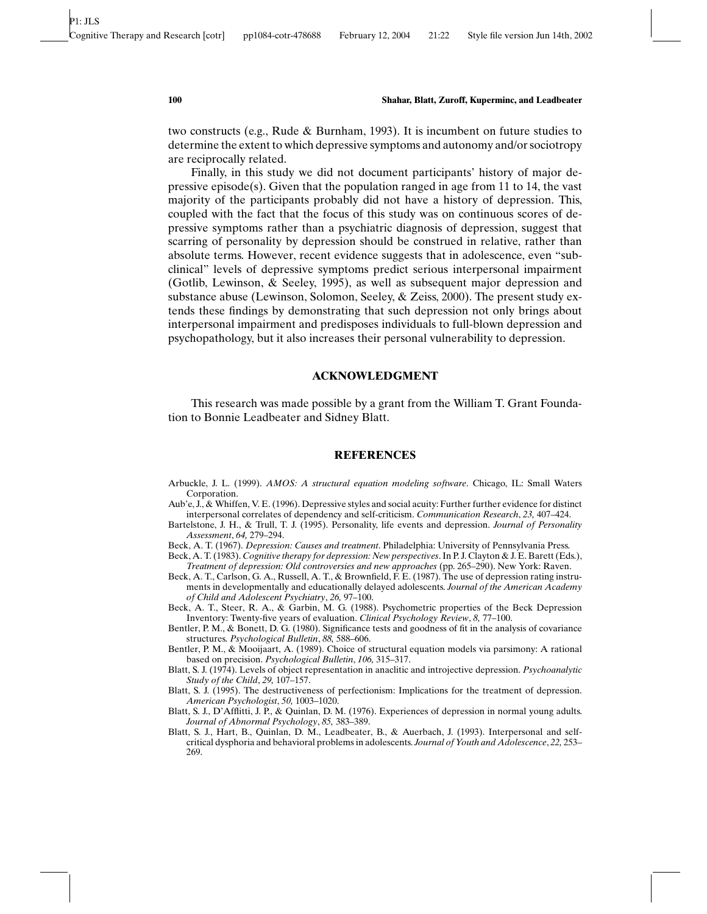two constructs (e.g., Rude & Burnham, 1993). It is incumbent on future studies to determine the extent to which depressive symptoms and autonomy and/or sociotropy are reciprocally related.

Finally, in this study we did not document participants' history of major depressive episode(s). Given that the population ranged in age from 11 to 14, the vast majority of the participants probably did not have a history of depression. This, coupled with the fact that the focus of this study was on continuous scores of depressive symptoms rather than a psychiatric diagnosis of depression, suggest that scarring of personality by depression should be construed in relative, rather than absolute terms. However, recent evidence suggests that in adolescence, even "subclinical" levels of depressive symptoms predict serious interpersonal impairment (Gotlib, Lewinson, & Seeley, 1995), as well as subsequent major depression and substance abuse (Lewinson, Solomon, Seeley, & Zeiss, 2000). The present study extends these findings by demonstrating that such depression not only brings about interpersonal impairment and predisposes individuals to full-blown depression and psychopathology, but it also increases their personal vulnerability to depression.

## ACKNOWLEDGMENT

This research was made possible by a grant from the William T. Grant Foundation to Bonnie Leadbeater and Sidney Blatt.

## REFERENCES

Arbuckle, J. L. (1999). *AMOS: A structural equation modeling software*. Chicago, IL: Small Waters Corporation.

Aub'e, J., & Whiffen, V. E. (1996). Depressive styles and social acuity: Further further evidence for distinct interpersonal correlates of dependency and self-criticism. *Communication Research*, *23,* 407–424.

Bartelstone, J. H., & Trull, T. J. (1995). Personality, life events and depression. *Journal of Personality Assessment*, *64,* 279–294.

Beck, A. T. (1967). *Depression: Causes and treatment*. Philadelphia: University of Pennsylvania Press.

Beck, A. T. (1983). *Cognitive therapy for depression: New perspectives*. In P. J. Clayton & J. E. Barett (Eds.), *Treatment of depression: Old controversies and new approaches* (pp. 265–290). New York: Raven.

Beck, A. T., Carlson, G. A., Russell, A. T., & Brownfield, F. E. (1987). The use of depression rating instruments in developmentally and educationally delayed adolescents. *Journal of the American Academy of Child and Adolescent Psychiatry*, *26,* 97–100.

Beck, A. T., Steer, R. A., & Garbin, M. G. (1988). Psychometric properties of the Beck Depression Inventory: Twenty-five years of evaluation. *Clinical Psychology Review*, *8,* 77–100.

Bentler, P. M., & Bonett, D. G. (1980). Significance tests and goodness of fit in the analysis of covariance structures. *Psychological Bulletin*, *88,* 588–606.

Bentler, P. M., & Mooijaart, A. (1989). Choice of structural equation models via parsimony: A rational based on precision. *Psychological Bulletin*, *106,* 315–317.

Blatt, S. J. (1974). Levels of object representation in anaclitic and introjective depression. *Psychoanalytic Study of the Child*, *29,* 107–157.

Blatt, S. J. (1995). The destructiveness of perfectionism: Implications for the treatment of depression. *American Psychologist*, *50,* 1003–1020.

Blatt, S. J., D'Afflitti, J. P., & Quinlan, D. M. (1976). Experiences of depression in normal young adults. *Journal of Abnormal Psychology*, *85,* 383–389.

Blatt, S. J., Hart, B., Quinlan, D. M., Leadbeater, B., & Auerbach, J. (1993). Interpersonal and self-critical dysphoria and behavioral problems in adolescents. *Journal of Youth and Adolescence*, *22,* 253–269.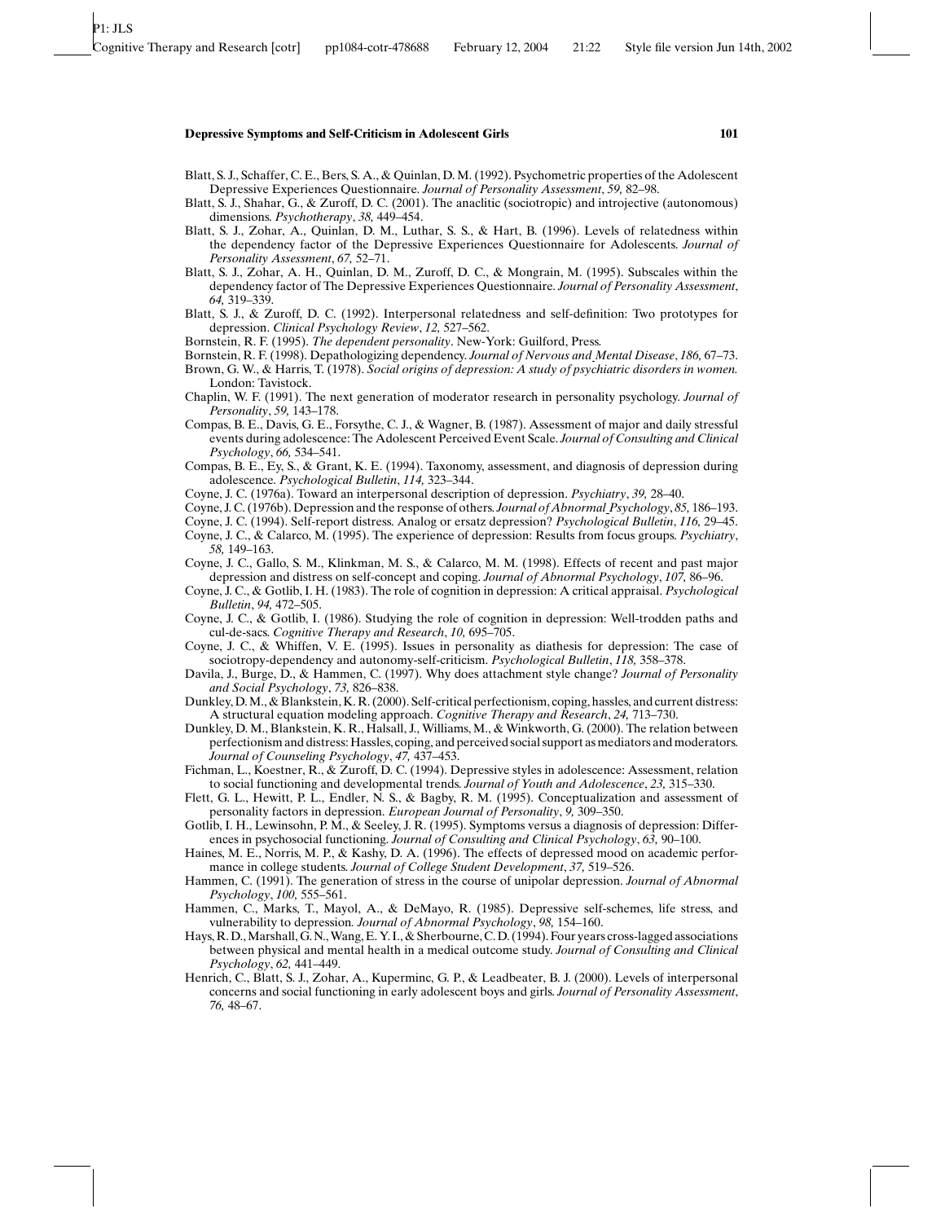Blatt, S. J., Schaffer, C. E., Bers, S. A., & Quinlan, D. M. (1992). Psychometric properties of the Adolescent Depressive Experiences Questionnaire. *Journal of Personality Assessment*, *59,* 82–98.

Blatt, S. J., Shahar, G., & Zuroff, D. C. (2001). The anaclitic (sociotropic) and introjective (autonomous) dimensions. *Psychotherapy*, *38,* 449–454.

Blatt, S. J., Zohar, A., Quinlan, D. M., Luthar, S. S., & Hart, B. (1996). Levels of relatedness within the dependency factor of the Depressive Experiences Questionnaire for Adolescents. *Journal of Personality Assessment*, *67,* 52–71.

Blatt, S. J., Zohar, A. H., Quinlan, D. M., Zuroff, D. C., & Mongrain, M. (1995). Subscales within the dependency factor of The Depressive Experiences Questionnaire. *Journal of Personality Assessment*, *64,* 319–339.

Blatt, S. J., & Zuroff, D. C. (1992). Interpersonal relatedness and self-definition: Two prototypes for depression. *Clinical Psychology Review*, *12,* 527–562.

Bornstein, R. F. (1995). *The dependent personality*. New-York: Guilford, Press.

Bornstein, R. F. (1998). Depathologizing dependency. *Journal of Nervous and Mental Disease*, *186,* 67–73.

Brown, G. W., & Harris, T. (1978). *Social origins of depression: A study of psychiatric disorders in women.* London: Tavistock.

Chaplin, W. F. (1991). The next generation of moderator research in personality psychology. *Journal of Personality*, *59,* 143–178.

Compas, B. E., Davis, G. E., Forsythe, C. J., & Wagner, B. (1987). Assessment of major and daily stressful events during adolescence: The Adolescent Perceived Event Scale. *Journal of Consulting and Clinical Psychology*, *66,* 534–541.

Compas, B. E., Ey, S., & Grant, K. E. (1994). Taxonomy, assessment, and diagnosis of depression during adolescence. *Psychological Bulletin*, *114,* 323–344.

Coyne, J. C. (1976a). Toward an interpersonal description of depression. *Psychiatry*, *39,* 28–40.

Coyne, J. C. (1976b). Depression and the response of others. *Journal of Abnormal Psychology*, *85,* 186–193.

Coyne, J. C. (1994). Self-report distress. Analog or ersatz depression? *Psychological Bulletin*, *116,* 29–45.

Coyne, J. C., & Calarco, M. (1995). The experience of depression: Results from focus groups. *Psychiatry*, *58,* 149–163.

Coyne, J. C., Gallo, S. M., Klinkman, M. S., & Calarco, M. M. (1998). Effects of recent and past major depression and distress on self-concept and coping. *Journal of Abnormal Psychology*, *107,* 86–96.

Coyne, J. C., & Gotlib, I. H. (1983). The role of cognition in depression: A critical appraisal. *Psychological Bulletin*, *94,* 472–505.

Coyne, J. C., & Gotlib, I. (1986). Studying the role of cognition in depression: Well-trodden paths and cul-de-sacs. *Cognitive Therapy and Research*, *10,* 695–705.

Coyne, J. C., & Whiffen, V. E. (1995). Issues in personality as diathesis for depression: The case of sociotropy-dependency and autonomy-self-criticism. *Psychological Bulletin*, *118,* 358–378.

Davila, J., Burge, D., & Hammen, C. (1997). Why does attachment style change? *Journal of Personality and Social Psychology*, *73,* 826–838.

Dunkley, D. M., & Blankstein, K. R. (2000). Self-critical perfectionism, coping, hassles, and current distress: A structural equation modeling approach. *Cognitive Therapy and Research*, *24,* 713–730.

Dunkley, D. M., Blankstein, K. R., Halsall, J., Williams, M., & Winkworth, G. (2000). The relation between perfectionism and distress: Hassles, coping, and perceived social support as mediators and moderators. *Journal of Counseling Psychology*, *47,* 437–453.

Fichman, L., Koestner, R., & Zuroff, D. C. (1994). Depressive styles in adolescence: Assessment, relation to social functioning and developmental trends. *Journal of Youth and Adolescence*, *23,* 315–330.

Flett, G. L., Hewitt, P. L., Endler, N. S., & Bagby, R. M. (1995). Conceptualization and assessment of personality factors in depression. *European Journal of Personality*, *9,* 309–350.

Gotlib, I. H., Lewinsohn, P. M., & Seeley, J. R. (1995). Symptoms versus a diagnosis of depression: Differences in psychosocial functioning. *Journal of Consulting and Clinical Psychology*, *63,* 90–100.

Haines, M. E., Norris, M. P., & Kashy, D. A. (1996). The effects of depressed mood on academic performance in college students. *Journal of College Student Development*, *37,* 519–526.

Hammen, C. (1991). The generation of stress in the course of unipolar depression. *Journal of Abnormal Psychology*, *100,* 555–561.

Hammen, C., Marks, T., Mayol, A., & DeMayo, R. (1985). Depressive self-schemes, life stress, and vulnerability to depression. *Journal of Abnormal Psychology*, *98,* 154–160.

Hays, R. D., Marshall, G. N., Wang, E. Y. I., & Sherbourne, C. D. (1994). Four years cross-lagged associations between physical and mental health in a medical outcome study. *Journal of Consulting and Clinical Psychology*, *62,* 441–449.

Henrich, C., Blatt, S. J., Zohar, A., Kuperminc, G. P., & Leadbeater, B. J. (2000). Levels of interpersonal concerns and social functioning in early adolescent boys and girls. *Journal of Personality Assessment*, *76,* 48–67.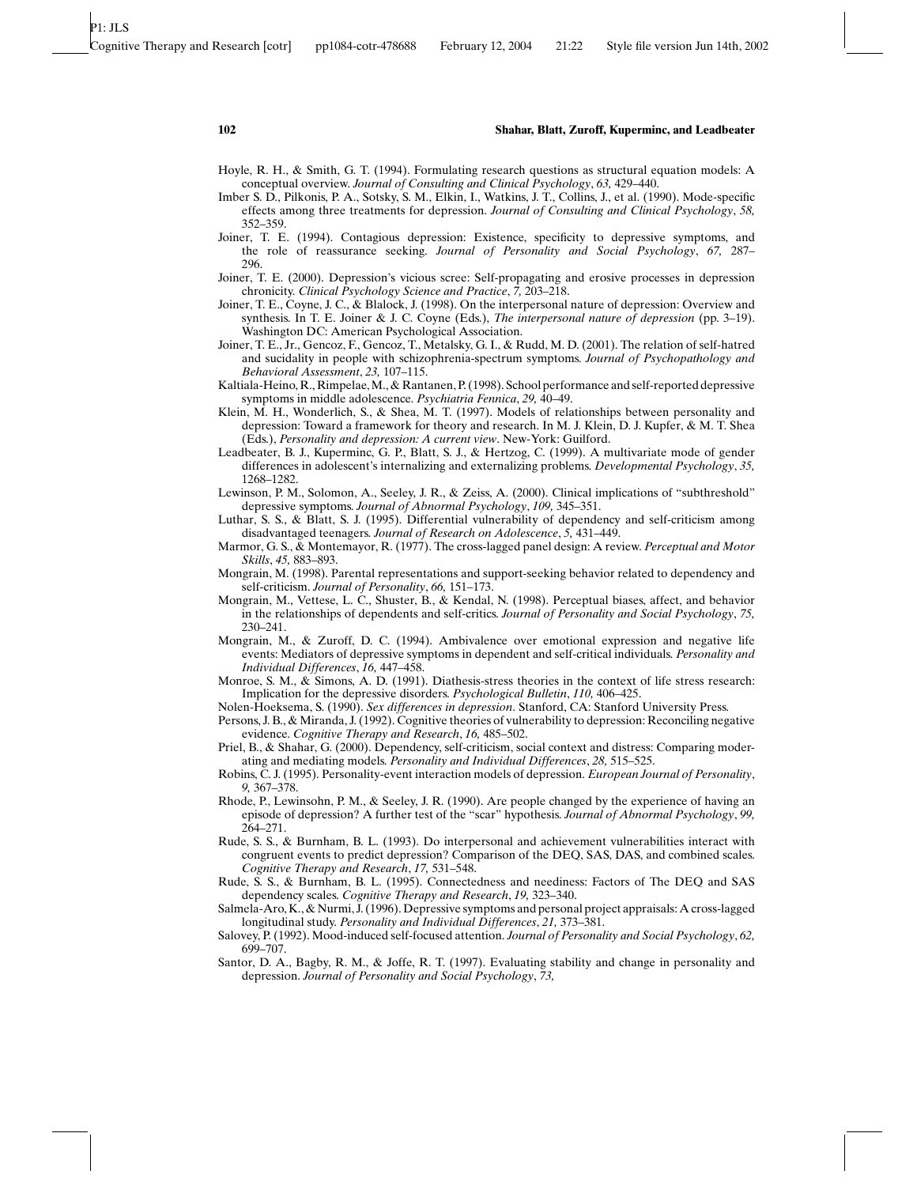Hoyle, R. H., & Smith, G. T. (1994). Formulating research questions as structural equation models: A conceptual overview. *Journal of Consulting and Clinical Psychology*, *63,* 429–440.

Imber S. D., Pilkonis, P. A., Sotsky, S. M., Elkin, I., Watkins, J. T., Collins, J., et al. (1990). Mode-specific effects among three treatments for depression. *Journal of Consulting and Clinical Psychology*, *58,* 352–359.

Joiner, T. E. (1994). Contagious depression: Existence, specificity to depressive symptoms, and the role of reassurance seeking. *Journal of Personality and Social Psychology*, *67,* 287–296.

Joiner, T. E. (2000). Depression's vicious scree: Self-propagating and erosive processes in depression chronicity. *Clinical Psychology Science and Practice*, *7,* 203–218.

Joiner, T. E., Coyne, J. C., & Blalock, J. (1998). On the interpersonal nature of depression: Overview and synthesis. In T. E. Joiner & J. C. Coyne (Eds.), *The interpersonal nature of depression* (pp. 3–19). Washington DC: American Psychological Association.

Joiner, T. E., Jr., Gencoz, F., Gencoz, T., Metalsky, G. I., & Rudd, M. D. (2001). The relation of self-hatred and sucidality in people with schizophrenia-spectrum symptoms. *Journal of Psychopathology and Behavioral Assessment*, *23,* 107–115.

Kaltiala-Heino, R., Rimpelae, M., & Rantanen, P. (1998). School performance and self-reported depressive symptoms in middle adolescence. *Psychiatria Fennica*, *29,* 40–49.

Klein, M. H., Wonderlich, S., & Shea, M. T. (1997). Models of relationships between personality and depression: Toward a framework for theory and research. In M. J. Klein, D. J. Kupfer, & M. T. Shea (Eds.), *Personality and depression: A current view*. New-York: Guilford.

Leadbeater, B. J., Kuperminc, G. P., Blatt, S. J., & Hertzog, C. (1999). A multivariate mode of gender differences in adolescent's internalizing and externalizing problems. *Developmental Psychology*, *35,* 1268–1282.

Lewinson, P. M., Solomon, A., Seeley, J. R., & Zeiss, A. (2000). Clinical implications of "subthreshold" depressive symptoms. *Journal of Abnormal Psychology*, *109,* 345–351.

Luthar, S. S., & Blatt, S. J. (1995). Differential vulnerability of dependency and self-criticism among disadvantaged teenagers. *Journal of Research on Adolescence*, *5,* 431–449.

Marmor, G. S., & Montemayor, R. (1977). The cross-lagged panel design: A review. *Perceptual and Motor Skills*, *45,* 883–893.

Mongrain, M. (1998). Parental representations and support-seeking behavior related to dependency and self-criticism. *Journal of Personality*, *66,* 151–173.

Mongrain, M., Vettese, L. C., Shuster, B., & Kendal, N. (1998). Perceptual biases, affect, and behavior in the relationships of dependents and self-critics. *Journal of Personality and Social Psychology*, *75,* 230–241.

Mongrain, M., & Zuroff, D. C. (1994). Ambivalence over emotional expression and negative life events: Mediators of depressive symptoms in dependent and self-critical individuals. *Personality and Individual Differences*, *16,* 447–458.

Monroe, S. M., & Simons, A. D. (1991). Diathesis-stress theories in the context of life stress research: Implication for the depressive disorders. *Psychological Bulletin*, *110,* 406–425.

Nolen-Hoeksema, S. (1990). *Sex differences in depression*. Stanford, CA: Stanford University Press.

Persons, J. B., & Miranda, J. (1992). Cognitive theories of vulnerability to depression: Reconciling negative evidence. *Cognitive Therapy and Research*, *16,* 485–502.

Priel, B., & Shahar, G. (2000). Dependency, self-criticism, social context and distress: Comparing moderating and mediating models. *Personality and Individual Differences*, *28,* 515–525.

Robins, C. J. (1995). Personality-event interaction models of depression. *European Journal of Personality*, *9,* 367–378.

Rhode, P., Lewinsohn, P. M., & Seeley, J. R. (1990). Are people changed by the experience of having an episode of depression? A further test of the "scar" hypothesis. *Journal of Abnormal Psychology*, *99,* 264–271.

Rude, S. S., & Burnham, B. L. (1993). Do interpersonal and achievement vulnerabilities interact with congruent events to predict depression? Comparison of the DEQ, SAS, DAS, and combined scales. *Cognitive Therapy and Research*, *17,* 531–548.

Rude, S. S., & Burnham, B. L. (1995). Connectedness and neediness: Factors of The DEQ and SAS dependency scales. *Cognitive Therapy and Research*, *19,* 323–340.

Salmela-Aro, K., & Nurmi, J. (1996). Depressive symptoms and personal project appraisals: A cross-lagged longitudinal study. *Personality and Individual Differences*, *21,* 373–381.

Salovey, P. (1992). Mood-induced self-focused attention. *Journal of Personality and Social Psychology*, *62,* 699–707.

Santor, D. A., Bagby, R. M., & Joffe, R. T. (1997). Evaluating stability and change in personality and depression. *Journal of Personality and Social Psychology*, *73,*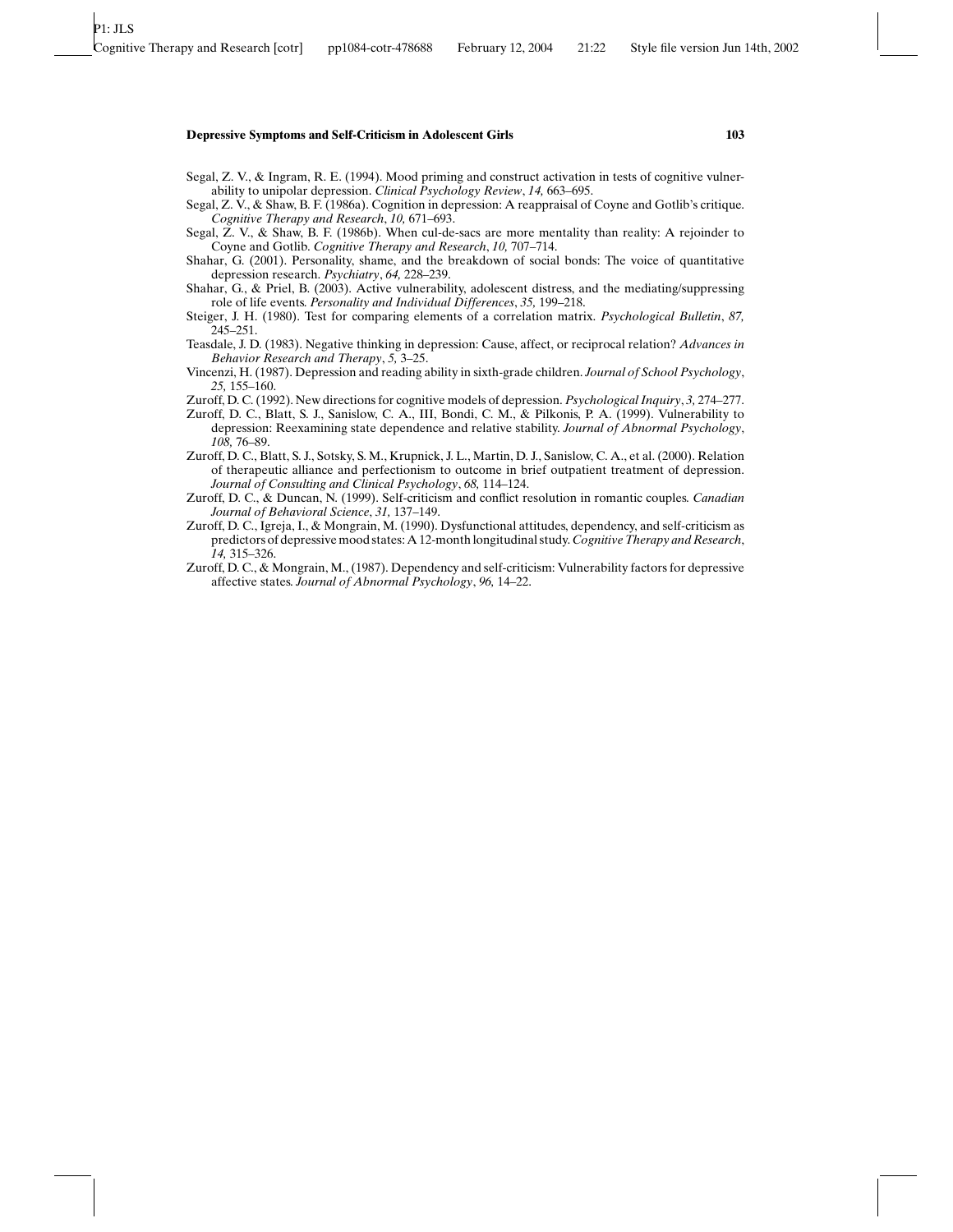Segal, Z. V., & Ingram, R. E. (1994). Mood priming and construct activation in tests of cognitive vulnerability to unipolar depression. *Clinical Psychology Review*, *14,* 663–695.

Segal, Z. V., & Shaw, B. F. (1986a). Cognition in depression: A reappraisal of Coyne and Gotlib's critique. *Cognitive Therapy and Research*, *10,* 671–693.

Segal, Z. V., & Shaw, B. F. (1986b). When cul-de-sacs are more mentality than reality: A rejoinder to Coyne and Gotlib. *Cognitive Therapy and Research*, *10,* 707–714.

Shahar, G. (2001). Personality, shame, and the breakdown of social bonds: The voice of quantitative depression research. *Psychiatry*, *64,* 228–239.

Shahar, G., & Priel, B. (2003). Active vulnerability, adolescent distress, and the mediating/suppressing role of life events. *Personality and Individual Differences*, *35,* 199–218.

Steiger, J. H. (1980). Test for comparing elements of a correlation matrix. *Psychological Bulletin*, *87,* 245–251.

Teasdale, J. D. (1983). Negative thinking in depression: Cause, affect, or reciprocal relation? *Advances in Behavior Research and Therapy*, *5,* 3–25.

Vincenzi, H. (1987). Depression and reading ability in sixth-grade children. *Journal of School Psychology*, *25,* 155–160.

Zuroff, D. C. (1992). New directions for cognitive models of depression. *Psychological Inquiry*, *3,* 274–277.

Zuroff, D. C., Blatt, S. J., Sanislow, C. A., III, Bondi, C. M., & Pilkonis, P. A. (1999). Vulnerability to depression: Reexamining state dependence and relative stability. *Journal of Abnormal Psychology*, *108,* 76–89.

Zuroff, D. C., Blatt, S. J., Sotsky, S. M., Krupnick, J. L., Martin, D. J., Sanislow, C. A., et al. (2000). Relation of therapeutic alliance and perfectionism to outcome in brief outpatient treatment of depression. *Journal of Consulting and Clinical Psychology*, *68,* 114–124.

Zuroff, D. C., & Duncan, N. (1999). Self-criticism and conflict resolution in romantic couples. *Canadian Journal of Behavioral Science*, *31,* 137–149.

Zuroff, D. C., Igreja, I., & Mongrain, M. (1990). Dysfunctional attitudes, dependency, and self-criticism as predictors of depressive mood states: A 12-month longitudinal study. *Cognitive Therapy and Research*, *14,* 315–326.

Zuroff, D. C., & Mongrain, M., (1987). Dependency and self-criticism: Vulnerability factors for depressive affective states. *Journal of Abnormal Psychology*, *96,* 14–22.